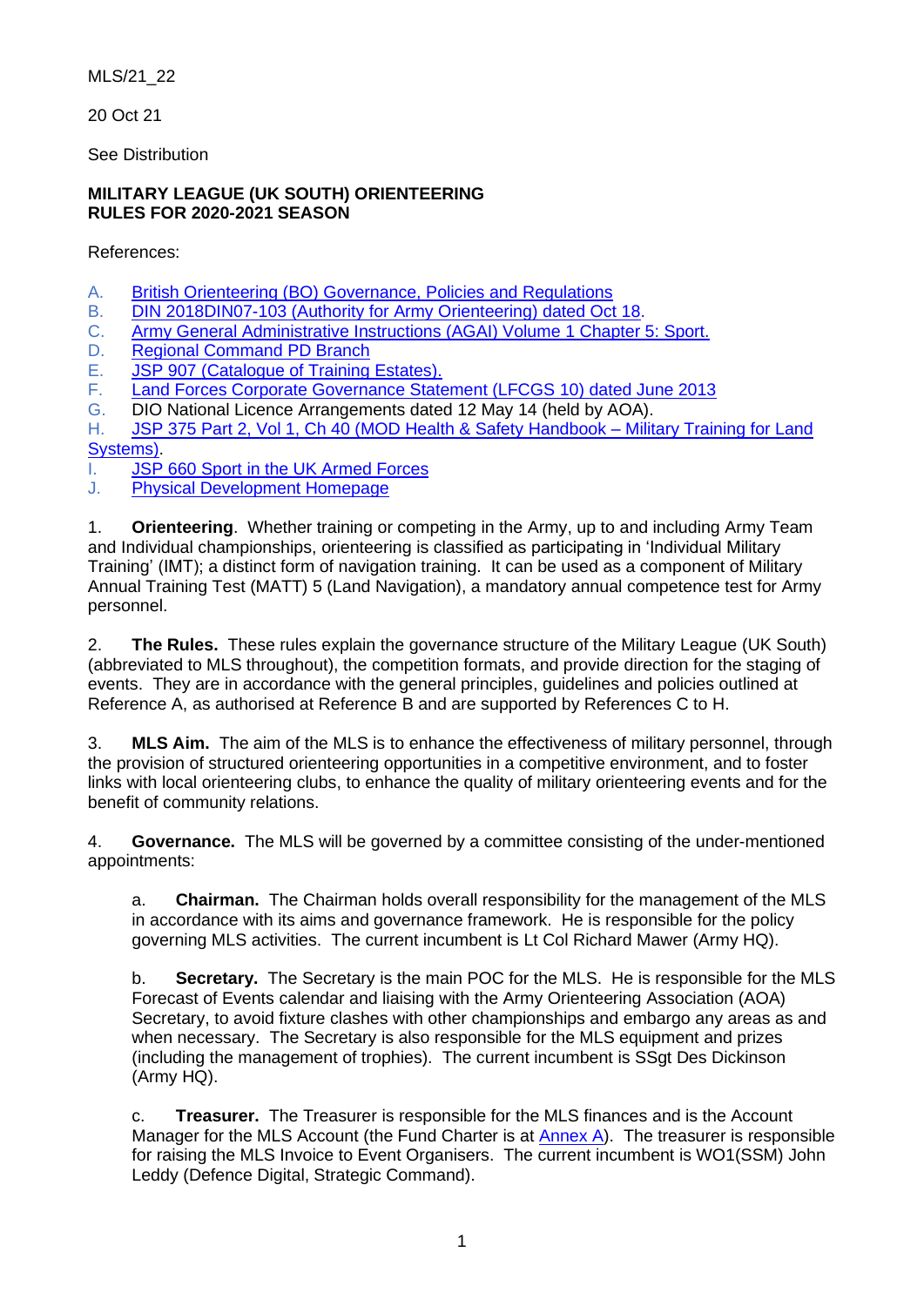MLS/21_22

20 Oct 21

See Distribution

**MILITARY LEAGUE (UK SOUTH) ORIENTEERING RULES FOR 2020-2021 SEASON**

References:

A. [British Orienteering (BO) Governance, Policies and Regulations]
B. [DIN 2018DIN07-103 (Authority for Army Orienteering) dated Oct 18].
C. [Army General Administrative Instructions (AGAI) Volume 1 Chapter 5: Sport.]
D. [Regional Command PD Branch]
E. [JSP 907 (Catalogue of Training Estates).]
F. [Land Forces Corporate Governance Statement (LFCGS 10) dated June 2013]
G. DIO National Licence Arrangements dated 12 May 14 (held by AOA).
H. [JSP 375 Part 2, Vol 1, Ch 40 (MOD Health & Safety Handbook – Military Training for Land Systems)].
I. [JSP 660 Sport in the UK Armed Forces]
J. [Physical Development Homepage]

1. **Orienteering**. Whether training or competing in the Army, up to and including Army Team and Individual championships, orienteering is classified as participating in 'Individual Military Training' (IMT); a distinct form of navigation training. It can be used as a component of Military Annual Training Test (MATT) 5 (Land Navigation), a mandatory annual competence test for Army personnel.

2. **The Rules.** These rules explain the governance structure of the Military League (UK South) (abbreviated to MLS throughout), the competition formats, and provide direction for the staging of events. They are in accordance with the general principles, guidelines and policies outlined at Reference A, as authorised at Reference B and are supported by References C to H.

3. **MLS Aim.** The aim of the MLS is to enhance the effectiveness of military personnel, through the provision of structured orienteering opportunities in a competitive environment, and to foster links with local orienteering clubs, to enhance the quality of military orienteering events and for the benefit of community relations.

4. **Governance.** The MLS will be governed by a committee consisting of the under-mentioned appointments:

   a. **Chairman.** The Chairman holds overall responsibility for the management of the MLS in accordance with its aims and governance framework. He is responsible for the policy governing MLS activities. The current incumbent is Lt Col Richard Mawer (Army HQ).

   b. **Secretary.** The Secretary is the main POC for the MLS. He is responsible for the MLS Forecast of Events calendar and liaising with the Army Orienteering Association (AOA) Secretary, to avoid fixture clashes with other championships and embargo any areas as and when necessary. The Secretary is also responsible for the MLS equipment and prizes (including the management of trophies). The current incumbent is SSgt Des Dickinson (Army HQ).

   c. **Treasurer.** The Treasurer is responsible for the MLS finances and is the Account Manager for the MLS Account (the Fund Charter is at [Annex A]). The treasurer is responsible for raising the MLS Invoice to Event Organisers. The current incumbent is WO1(SSM) John Leddy (Defence Digital, Strategic Command).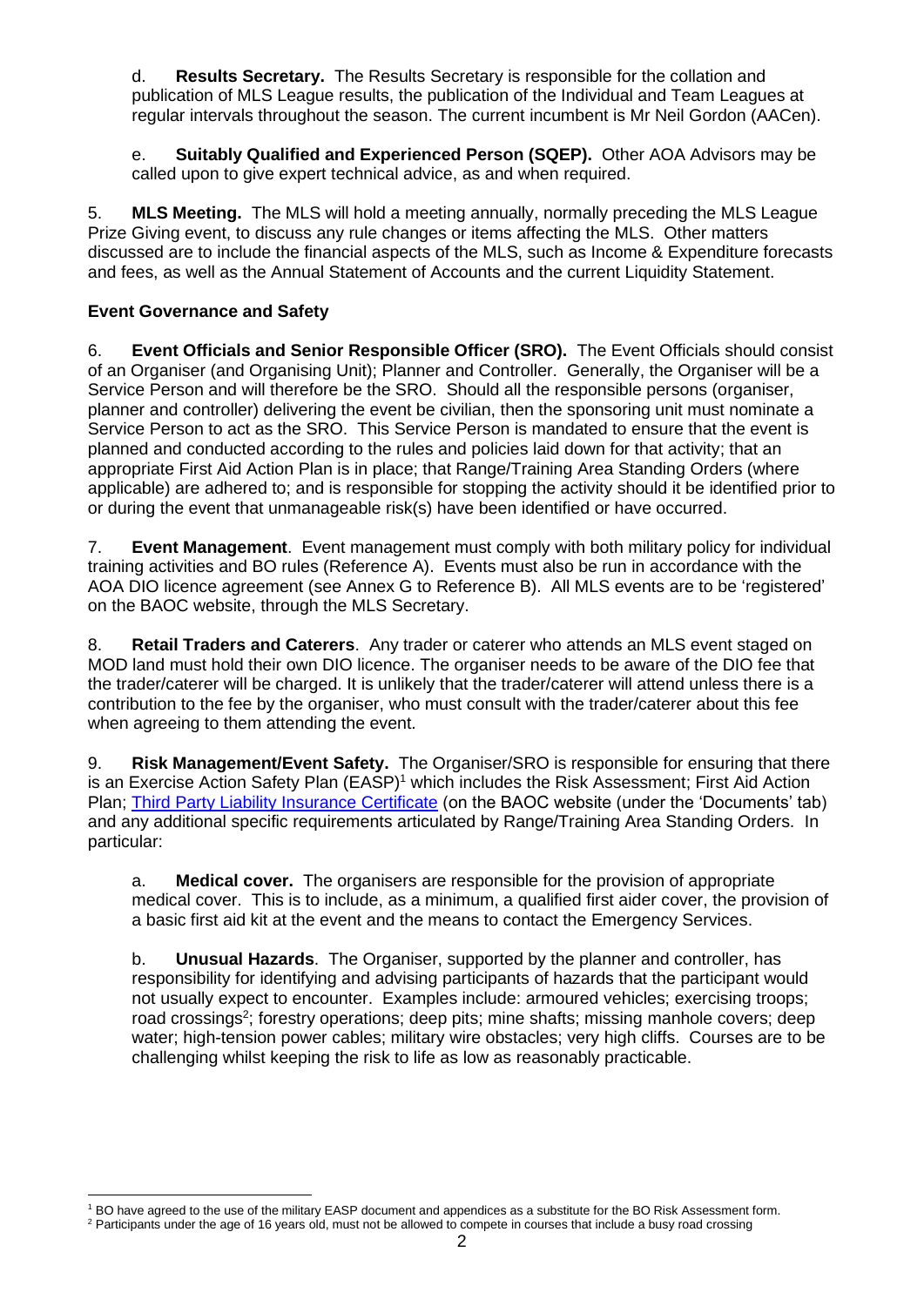d. **Results Secretary.** The Results Secretary is responsible for the collation and publication of MLS League results, the publication of the Individual and Team Leagues at regular intervals throughout the season. The current incumbent is Mr Neil Gordon (AACen).

e. **Suitably Qualified and Experienced Person (SQEP).** Other AOA Advisors may be called upon to give expert technical advice, as and when required.

5. **MLS Meeting.** The MLS will hold a meeting annually, normally preceding the MLS League Prize Giving event, to discuss any rule changes or items affecting the MLS. Other matters discussed are to include the financial aspects of the MLS, such as Income & Expenditure forecasts and fees, as well as the Annual Statement of Accounts and the current Liquidity Statement.

**Event Governance and Safety**

6. **Event Officials and Senior Responsible Officer (SRO).** The Event Officials should consist of an Organiser (and Organising Unit); Planner and Controller. Generally, the Organiser will be a Service Person and will therefore be the SRO. Should all the responsible persons (organiser, planner and controller) delivering the event be civilian, then the sponsoring unit must nominate a Service Person to act as the SRO. This Service Person is mandated to ensure that the event is planned and conducted according to the rules and policies laid down for that activity; that an appropriate First Aid Action Plan is in place; that Range/Training Area Standing Orders (where applicable) are adhered to; and is responsible for stopping the activity should it be identified prior to or during the event that unmanageable risk(s) have been identified or have occurred.

7. **Event Management**. Event management must comply with both military policy for individual training activities and BO rules (Reference A). Events must also be run in accordance with the AOA DIO licence agreement (see Annex G to Reference B). All MLS events are to be 'registered' on the BAOC website, through the MLS Secretary.

8. **Retail Traders and Caterers**. Any trader or caterer who attends an MLS event staged on MOD land must hold their own DIO licence. The organiser needs to be aware of the DIO fee that the trader/caterer will be charged. It is unlikely that the trader/caterer will attend unless there is a contribution to the fee by the organiser, who must consult with the trader/caterer about this fee when agreeing to them attending the event.

9. **Risk Management/Event Safety.** The Organiser/SRO is responsible for ensuring that there is an Exercise Action Safety Plan (EASP)[1] which includes the Risk Assessment; First Aid Action Plan; Third Party Liability Insurance Certificate (on the BAOC website (under the 'Documents' tab) and any additional specific requirements articulated by Range/Training Area Standing Orders. In particular:

a. **Medical cover.** The organisers are responsible for the provision of appropriate medical cover. This is to include, as a minimum, a qualified first aider cover, the provision of a basic first aid kit at the event and the means to contact the Emergency Services.

b. **Unusual Hazards**. The Organiser, supported by the planner and controller, has responsibility for identifying and advising participants of hazards that the participant would not usually expect to encounter. Examples include: armoured vehicles; exercising troops; road crossings[2]; forestry operations; deep pits; mine shafts; missing manhole covers; deep water; high-tension power cables; military wire obstacles; very high cliffs. Courses are to be challenging whilst keeping the risk to life as low as reasonably practicable.

[1] BO have agreed to the use of the military EASP document and appendices as a substitute for the BO Risk Assessment form.

[2] Participants under the age of 16 years old, must not be allowed to compete in courses that include a busy road crossing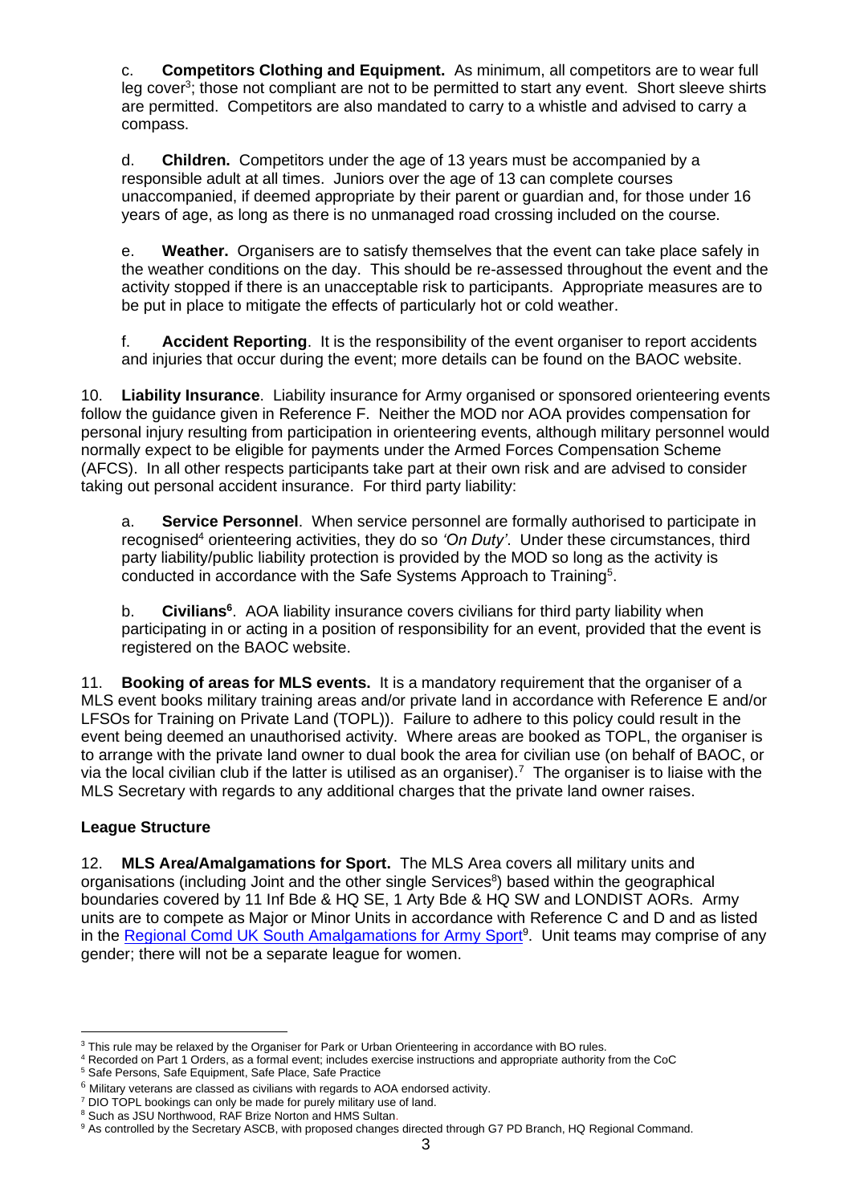c. **Competitors Clothing and Equipment.** As minimum, all competitors are to wear full leg cover[3]; those not compliant are not to be permitted to start any event. Short sleeve shirts are permitted. Competitors are also mandated to carry to a whistle and advised to carry a compass.

d. **Children.** Competitors under the age of 13 years must be accompanied by a responsible adult at all times. Juniors over the age of 13 can complete courses unaccompanied, if deemed appropriate by their parent or guardian and, for those under 16 years of age, as long as there is no unmanaged road crossing included on the course.

e. **Weather.** Organisers are to satisfy themselves that the event can take place safely in the weather conditions on the day. This should be re-assessed throughout the event and the activity stopped if there is an unacceptable risk to participants. Appropriate measures are to be put in place to mitigate the effects of particularly hot or cold weather.

f. **Accident Reporting**. It is the responsibility of the event organiser to report accidents and injuries that occur during the event; more details can be found on the BAOC website.

10. **Liability Insurance**. Liability insurance for Army organised or sponsored orienteering events follow the guidance given in Reference F. Neither the MOD nor AOA provides compensation for personal injury resulting from participation in orienteering events, although military personnel would normally expect to be eligible for payments under the Armed Forces Compensation Scheme (AFCS). In all other respects participants take part at their own risk and are advised to consider taking out personal accident insurance. For third party liability:

a. **Service Personnel**. When service personnel are formally authorised to participate in recognised[4] orienteering activities, they do so *'On Duty'*. Under these circumstances, third party liability/public liability protection is provided by the MOD so long as the activity is conducted in accordance with the Safe Systems Approach to Training[5].

b. **Civilians[6]**. AOA liability insurance covers civilians for third party liability when participating in or acting in a position of responsibility for an event, provided that the event is registered on the BAOC website.

11. **Booking of areas for MLS events.** It is a mandatory requirement that the organiser of a MLS event books military training areas and/or private land in accordance with Reference E and/or LFSOs for Training on Private Land (TOPL)). Failure to adhere to this policy could result in the event being deemed an unauthorised activity. Where areas are booked as TOPL, the organiser is to arrange with the private land owner to dual book the area for civilian use (on behalf of BAOC, or via the local civilian club if the latter is utilised as an organiser).[7] The organiser is to liaise with the MLS Secretary with regards to any additional charges that the private land owner raises.

**League Structure**

12. **MLS Area/Amalgamations for Sport.** The MLS Area covers all military units and organisations (including Joint and the other single Services[8]) based within the geographical boundaries covered by 11 Inf Bde & HQ SE, 1 Arty Bde & HQ SW and LONDIST AORs. Army units are to compete as Major or Minor Units in accordance with Reference C and D and as listed in the Regional Comd UK South Amalgamations for Army Sport[9]. Unit teams may comprise of any gender; there will not be a separate league for women.

---

[3] This rule may be relaxed by the Organiser for Park or Urban Orienteering in accordance with BO rules.
[4] Recorded on Part 1 Orders, as a formal event; includes exercise instructions and appropriate authority from the CoC
[5] Safe Persons, Safe Equipment, Safe Place, Safe Practice
[6] Military veterans are classed as civilians with regards to AOA endorsed activity.
[7] DIO TOPL bookings can only be made for purely military use of land.
[8] Such as JSU Northwood, RAF Brize Norton and HMS Sultan.
[9] As controlled by the Secretary ASCB, with proposed changes directed through G7 PD Branch, HQ Regional Command.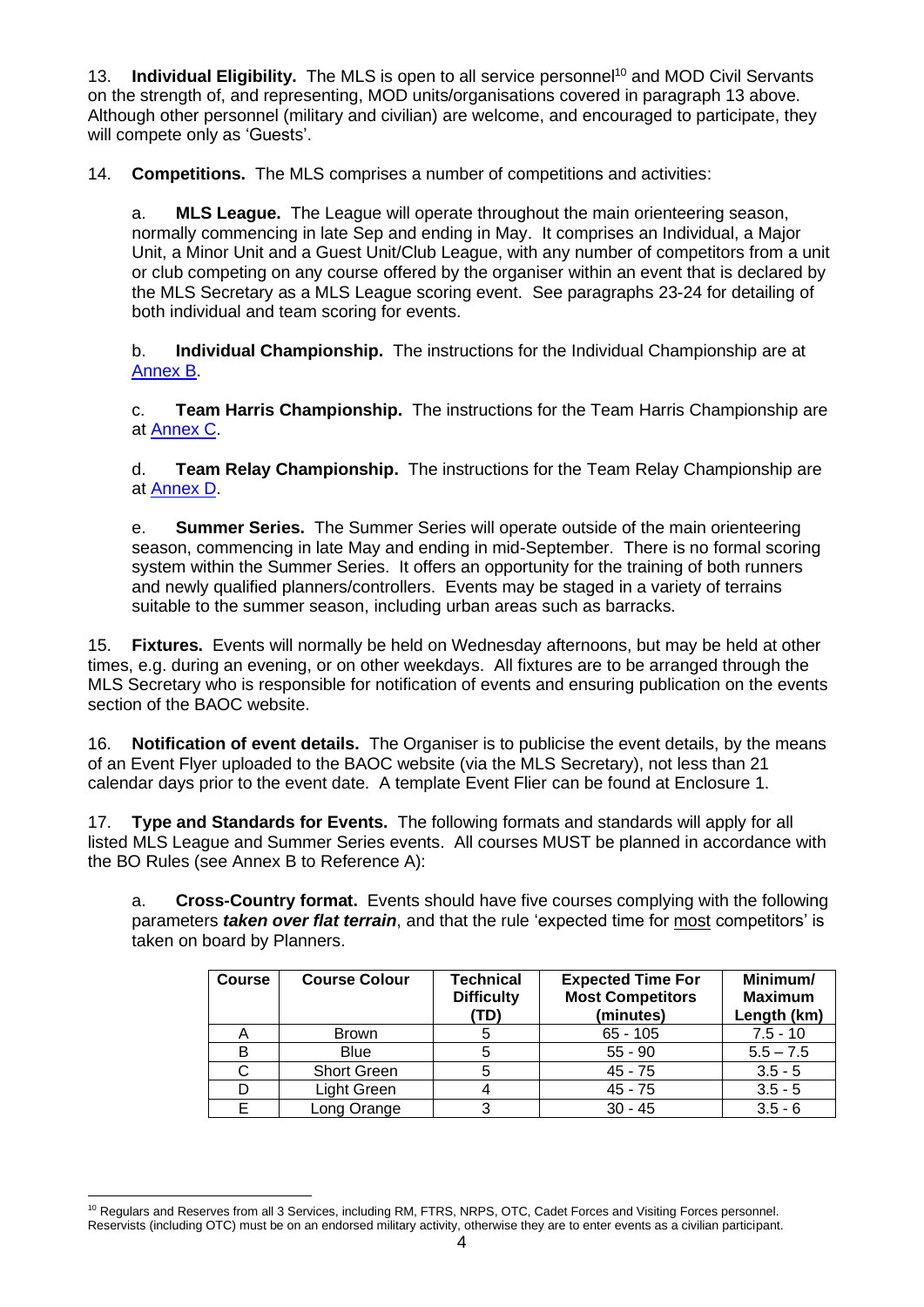13. **Individual Eligibility.** The MLS is open to all service personnel[10] and MOD Civil Servants on the strength of, and representing, MOD units/organisations covered in paragraph 13 above. Although other personnel (military and civilian) are welcome, and encouraged to participate, they will compete only as 'Guests'.

14. **Competitions.** The MLS comprises a number of competitions and activities:

a. **MLS League.** The League will operate throughout the main orienteering season, normally commencing in late Sep and ending in May. It comprises an Individual, a Major Unit, a Minor Unit and a Guest Unit/Club League, with any number of competitors from a unit or club competing on any course offered by the organiser within an event that is declared by the MLS Secretary as a MLS League scoring event. See paragraphs 23-24 for detailing of both individual and team scoring for events.

b. **Individual Championship.** The instructions for the Individual Championship are at Annex B.

c. **Team Harris Championship.** The instructions for the Team Harris Championship are at Annex C.

d. **Team Relay Championship.** The instructions for the Team Relay Championship are at Annex D.

e. **Summer Series.** The Summer Series will operate outside of the main orienteering season, commencing in late May and ending in mid-September. There is no formal scoring system within the Summer Series. It offers an opportunity for the training of both runners and newly qualified planners/controllers. Events may be staged in a variety of terrains suitable to the summer season, including urban areas such as barracks.

15. **Fixtures.** Events will normally be held on Wednesday afternoons, but may be held at other times, e.g. during an evening, or on other weekdays. All fixtures are to be arranged through the MLS Secretary who is responsible for notification of events and ensuring publication on the events section of the BAOC website.

16. **Notification of event details.** The Organiser is to publicise the event details, by the means of an Event Flyer uploaded to the BAOC website (via the MLS Secretary), not less than 21 calendar days prior to the event date. A template Event Flier can be found at Enclosure 1.

17. **Type and Standards for Events.** The following formats and standards will apply for all listed MLS League and Summer Series events. All courses MUST be planned in accordance with the BO Rules (see Annex B to Reference A):

a. **Cross-Country format.** Events should have five courses complying with the following parameters ***taken over flat terrain***, and that the rule 'expected time for most competitors' is taken on board by Planners.

| Course | Course Colour | Technical Difficulty (TD) | Expected Time For Most Competitors (minutes) | Minimum/ Maximum Length (km) |
|---|---|---|---|---|
| A | Brown | 5 | 65 - 105 | 7.5 - 10 |
| B | Blue | 5 | 55 - 90 | 5.5 – 7.5 |
| C | Short Green | 5 | 45 - 75 | 3.5 - 5 |
| D | Light Green | 4 | 45 - 75 | 3.5 - 5 |
| E | Long Orange | 3 | 30 - 45 | 3.5 - 6 |

[10] Regulars and Reserves from all 3 Services, including RM, FTRS, NRPS, OTC, Cadet Forces and Visiting Forces personnel. Reservists (including OTC) must be on an endorsed military activity, otherwise they are to enter events as a civilian participant.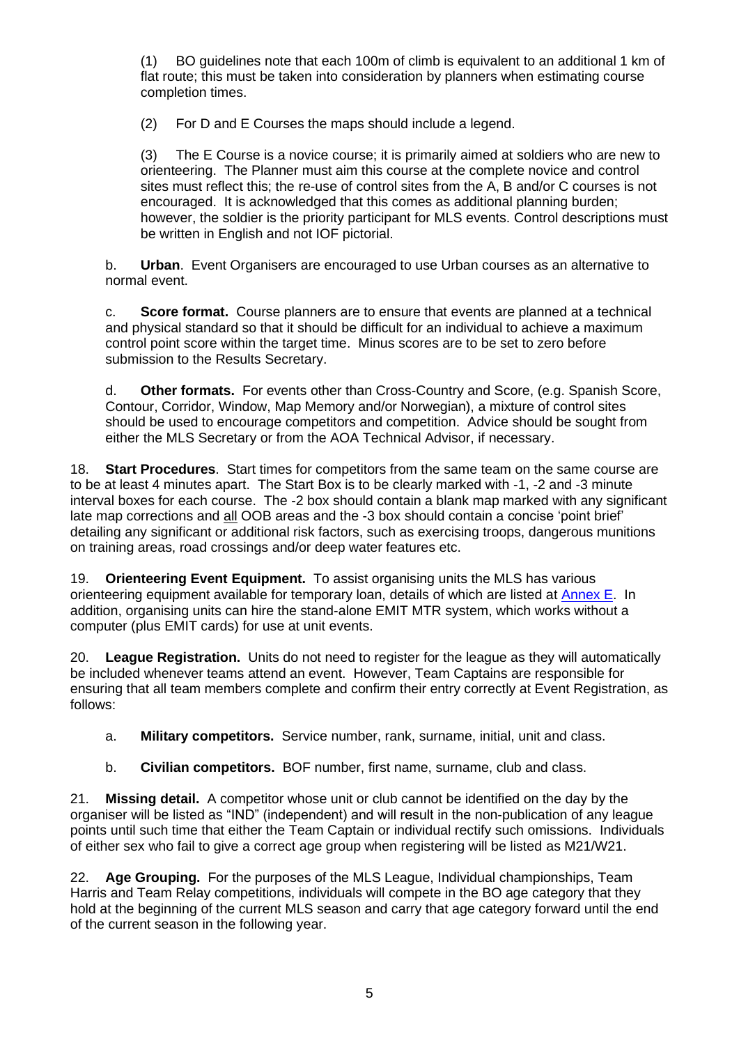(1) BO guidelines note that each 100m of climb is equivalent to an additional 1 km of flat route; this must be taken into consideration by planners when estimating course completion times.

(2) For D and E Courses the maps should include a legend.

(3) The E Course is a novice course; it is primarily aimed at soldiers who are new to orienteering. The Planner must aim this course at the complete novice and control sites must reflect this; the re-use of control sites from the A, B and/or C courses is not encouraged. It is acknowledged that this comes as additional planning burden; however, the soldier is the priority participant for MLS events. Control descriptions must be written in English and not IOF pictorial.

b. **Urban**. Event Organisers are encouraged to use Urban courses as an alternative to normal event.

c. **Score format.** Course planners are to ensure that events are planned at a technical and physical standard so that it should be difficult for an individual to achieve a maximum control point score within the target time. Minus scores are to be set to zero before submission to the Results Secretary.

d. **Other formats.** For events other than Cross-Country and Score, (e.g. Spanish Score, Contour, Corridor, Window, Map Memory and/or Norwegian), a mixture of control sites should be used to encourage competitors and competition. Advice should be sought from either the MLS Secretary or from the AOA Technical Advisor, if necessary.

18. **Start Procedures**. Start times for competitors from the same team on the same course are to be at least 4 minutes apart. The Start Box is to be clearly marked with -1, -2 and -3 minute interval boxes for each course. The -2 box should contain a blank map marked with any significant late map corrections and <u>all</u> OOB areas and the -3 box should contain a concise 'point brief' detailing any significant or additional risk factors, such as exercising troops, dangerous munitions on training areas, road crossings and/or deep water features etc.

19. **Orienteering Event Equipment.** To assist organising units the MLS has various orienteering equipment available for temporary loan, details of which are listed at Annex E. In addition, organising units can hire the stand-alone EMIT MTR system, which works without a computer (plus EMIT cards) for use at unit events.

20. **League Registration.** Units do not need to register for the league as they will automatically be included whenever teams attend an event. However, Team Captains are responsible for ensuring that all team members complete and confirm their entry correctly at Event Registration, as follows:

a. **Military competitors.** Service number, rank, surname, initial, unit and class.

b. **Civilian competitors.** BOF number, first name, surname, club and class.

21. **Missing detail.** A competitor whose unit or club cannot be identified on the day by the organiser will be listed as "IND" (independent) and will result in the non-publication of any league points until such time that either the Team Captain or individual rectify such omissions. Individuals of either sex who fail to give a correct age group when registering will be listed as M21/W21.

22. **Age Grouping.** For the purposes of the MLS League, Individual championships, Team Harris and Team Relay competitions, individuals will compete in the BO age category that they hold at the beginning of the current MLS season and carry that age category forward until the end of the current season in the following year.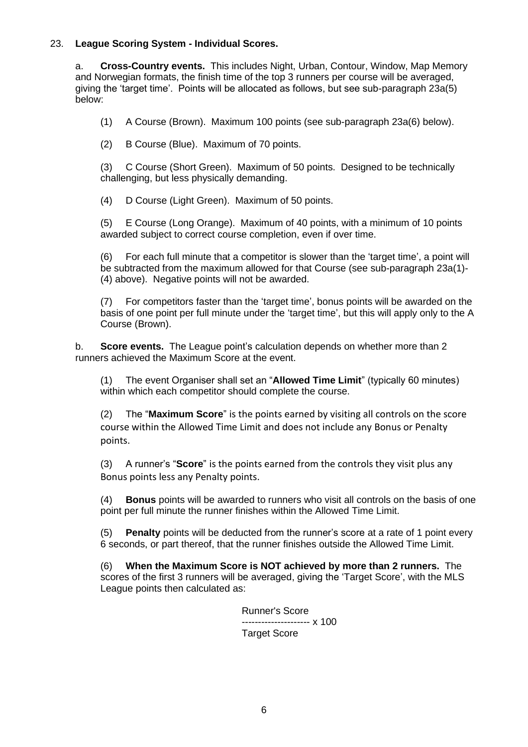23. **League Scoring System - Individual Scores.**

a. **Cross-Country events.** This includes Night, Urban, Contour, Window, Map Memory and Norwegian formats, the finish time of the top 3 runners per course will be averaged, giving the 'target time'. Points will be allocated as follows, but see sub-paragraph 23a(5) below:

(1) A Course (Brown). Maximum 100 points (see sub-paragraph 23a(6) below).

(2) B Course (Blue). Maximum of 70 points.

(3) C Course (Short Green). Maximum of 50 points. Designed to be technically challenging, but less physically demanding.

(4) D Course (Light Green). Maximum of 50 points.

(5) E Course (Long Orange). Maximum of 40 points, with a minimum of 10 points awarded subject to correct course completion, even if over time.

(6) For each full minute that a competitor is slower than the 'target time', a point will be subtracted from the maximum allowed for that Course (see sub-paragraph 23a(1)-(4) above). Negative points will not be awarded.

(7) For competitors faster than the 'target time', bonus points will be awarded on the basis of one point per full minute under the 'target time', but this will apply only to the A Course (Brown).

b. **Score events.** The League point's calculation depends on whether more than 2 runners achieved the Maximum Score at the event.

(1) The event Organiser shall set an "**Allowed Time Limit**" (typically 60 minutes) within which each competitor should complete the course.

(2) The "**Maximum Score**" is the points earned by visiting all controls on the score course within the Allowed Time Limit and does not include any Bonus or Penalty points.

(3) A runner's "**Score**" is the points earned from the controls they visit plus any Bonus points less any Penalty points.

(4) **Bonus** points will be awarded to runners who visit all controls on the basis of one point per full minute the runner finishes within the Allowed Time Limit.

(5) **Penalty** points will be deducted from the runner's score at a rate of 1 point every 6 seconds, or part thereof, that the runner finishes outside the Allowed Time Limit.

(6) **When the Maximum Score is NOT achieved by more than 2 runners.** The scores of the first 3 runners will be averaged, giving the 'Target Score', with the MLS League points then calculated as:

$$\frac{\text{Runner's Score}}{\text{Target Score}} \times 100$$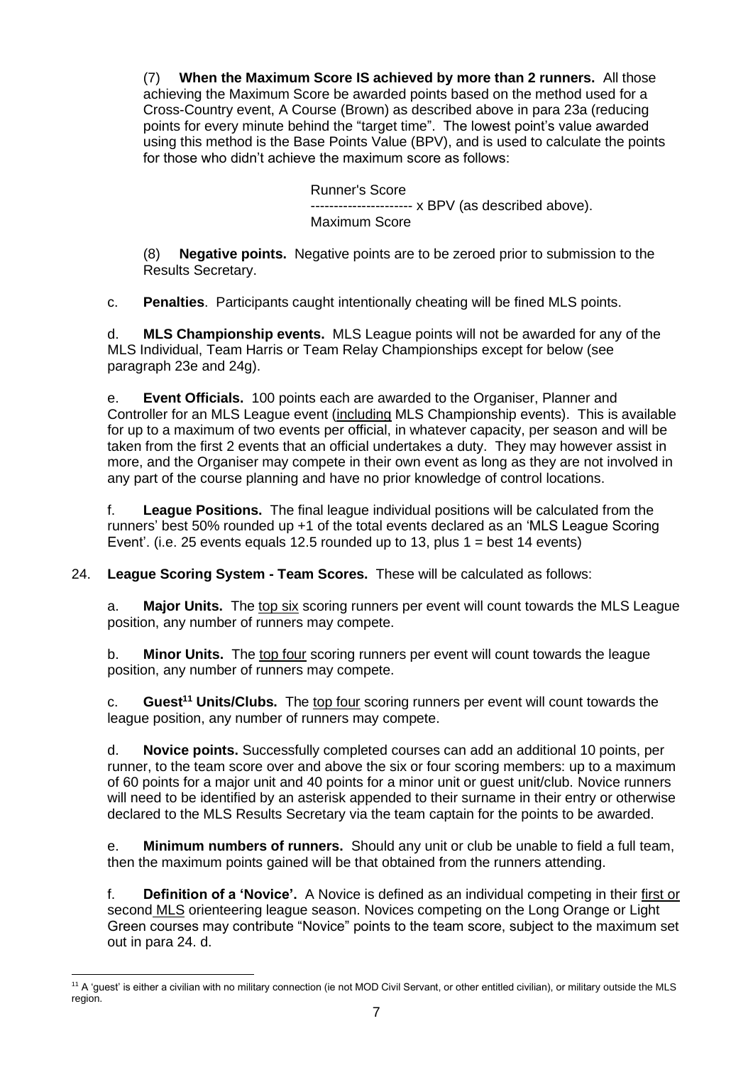(7) **When the Maximum Score IS achieved by more than 2 runners.** All those achieving the Maximum Score be awarded points based on the method used for a Cross-Country event, A Course (Brown) as described above in para 23a (reducing points for every minute behind the "target time". The lowest point's value awarded using this method is the Base Points Value (BPV), and is used to calculate the points for those who didn't achieve the maximum score as follows:

$$\frac{\text{Runner's Score}}{\text{Maximum Score}} \times \text{BPV (as described above).}$$

(8) **Negative points.** Negative points are to be zeroed prior to submission to the Results Secretary.

c. **Penalties**. Participants caught intentionally cheating will be fined MLS points.

d. **MLS Championship events.** MLS League points will not be awarded for any of the MLS Individual, Team Harris or Team Relay Championships except for below (see paragraph 23e and 24g).

e. **Event Officials.** 100 points each are awarded to the Organiser, Planner and Controller for an MLS League event (including MLS Championship events). This is available for up to a maximum of two events per official, in whatever capacity, per season and will be taken from the first 2 events that an official undertakes a duty. They may however assist in more, and the Organiser may compete in their own event as long as they are not involved in any part of the course planning and have no prior knowledge of control locations.

f. **League Positions.** The final league individual positions will be calculated from the runners' best 50% rounded up +1 of the total events declared as an 'MLS League Scoring Event'. (i.e. 25 events equals 12.5 rounded up to 13, plus 1 = best 14 events)

24. **League Scoring System - Team Scores.** These will be calculated as follows:

a. **Major Units.** The top six scoring runners per event will count towards the MLS League position, any number of runners may compete.

b. **Minor Units.** The top four scoring runners per event will count towards the league position, any number of runners may compete.

c. **Guest[11] Units/Clubs.** The top four scoring runners per event will count towards the league position, any number of runners may compete.

d. **Novice points.** Successfully completed courses can add an additional 10 points, per runner, to the team score over and above the six or four scoring members: up to a maximum of 60 points for a major unit and 40 points for a minor unit or guest unit/club. Novice runners will need to be identified by an asterisk appended to their surname in their entry or otherwise declared to the MLS Results Secretary via the team captain for the points to be awarded.

e. **Minimum numbers of runners.** Should any unit or club be unable to field a full team, then the maximum points gained will be that obtained from the runners attending.

f. **Definition of a 'Novice'.** A Novice is defined as an individual competing in their first or second MLS orienteering league season. Novices competing on the Long Orange or Light Green courses may contribute "Novice" points to the team score, subject to the maximum set out in para 24. d.

---

[11] A 'guest' is either a civilian with no military connection (ie not MOD Civil Servant, or other entitled civilian), or military outside the MLS region.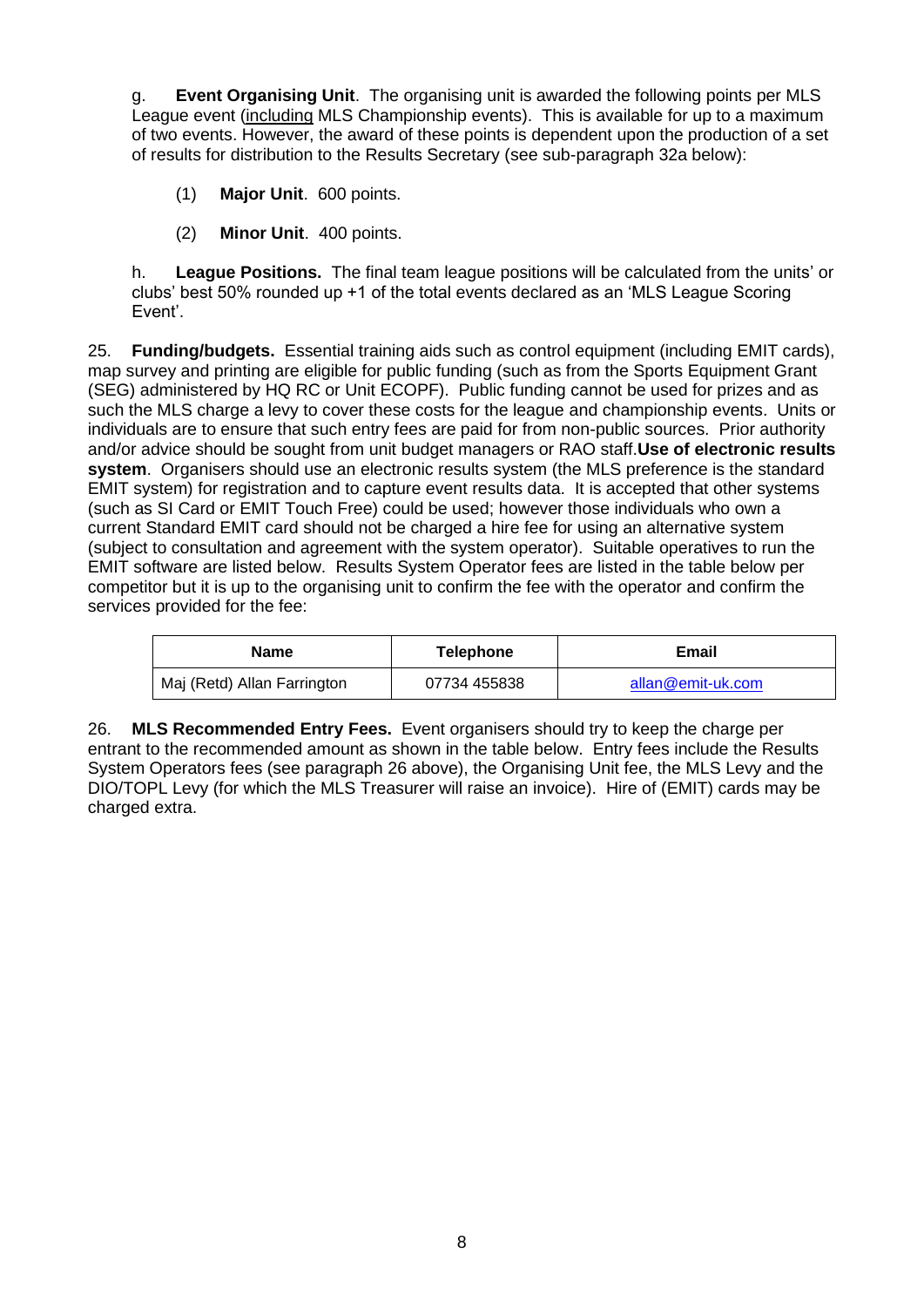g. **Event Organising Unit**. The organising unit is awarded the following points per MLS League event (including MLS Championship events). This is available for up to a maximum of two events. However, the award of these points is dependent upon the production of a set of results for distribution to the Results Secretary (see sub-paragraph 32a below):

(1) **Major Unit**. 600 points.

(2) **Minor Unit**. 400 points.

h. **League Positions.** The final team league positions will be calculated from the units' or clubs' best 50% rounded up +1 of the total events declared as an 'MLS League Scoring Event'.

25. **Funding/budgets.** Essential training aids such as control equipment (including EMIT cards), map survey and printing are eligible for public funding (such as from the Sports Equipment Grant (SEG) administered by HQ RC or Unit ECOPF). Public funding cannot be used for prizes and as such the MLS charge a levy to cover these costs for the league and championship events. Units or individuals are to ensure that such entry fees are paid for from non-public sources. Prior authority and/or advice should be sought from unit budget managers or RAO staff.**Use of electronic results system**. Organisers should use an electronic results system (the MLS preference is the standard EMIT system) for registration and to capture event results data. It is accepted that other systems (such as SI Card or EMIT Touch Free) could be used; however those individuals who own a current Standard EMIT card should not be charged a hire fee for using an alternative system (subject to consultation and agreement with the system operator). Suitable operatives to run the EMIT software are listed below. Results System Operator fees are listed in the table below per competitor but it is up to the organising unit to confirm the fee with the operator and confirm the services provided for the fee:

| Name | Telephone | Email |
|---|---|---|
| Maj (Retd) Allan Farrington | 07734 455838 | allan@emit-uk.com |

26. **MLS Recommended Entry Fees.** Event organisers should try to keep the charge per entrant to the recommended amount as shown in the table below. Entry fees include the Results System Operators fees (see paragraph 26 above), the Organising Unit fee, the MLS Levy and the DIO/TOPL Levy (for which the MLS Treasurer will raise an invoice). Hire of (EMIT) cards may be charged extra.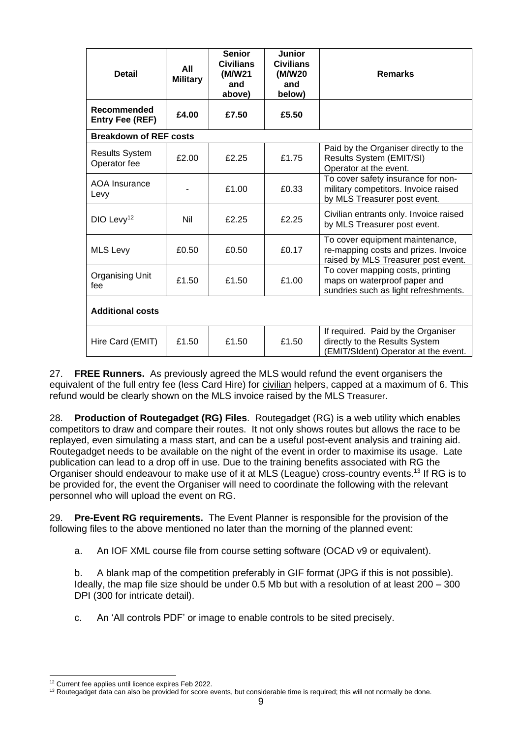| **Detail** | **All Military** | **Senior Civilians (M/W21 and above)** | **Junior Civilians (M/W20 and below)** | **Remarks** |
|---|---|---|---|---|
| **Recommended Entry Fee (REF)** | **£4.00** | **£7.50** | **£5.50** | |
| **Breakdown of REF costs** | | | | |
| Results System Operator fee | £2.00 | £2.25 | £1.75 | Paid by the Organiser directly to the Results System (EMIT/SI) Operator at the event. |
| AOA Insurance Levy | - | £1.00 | £0.33 | To cover safety insurance for non-military competitors. Invoice raised by MLS Treasurer post event. |
| DIO Levy[12] | Nil | £2.25 | £2.25 | Civilian entrants only. Invoice raised by MLS Treasurer post event. |
| MLS Levy | £0.50 | £0.50 | £0.17 | To cover equipment maintenance, re-mapping costs and prizes. Invoice raised by MLS Treasurer post event. |
| Organising Unit fee | £1.50 | £1.50 | £1.00 | To cover mapping costs, printing maps on waterproof paper and sundries such as light refreshments. |
| **Additional costs** | | | | |
| Hire Card (EMIT) | £1.50 | £1.50 | £1.50 | If required. Paid by the Organiser directly to the Results System (EMIT/SIdent) Operator at the event. |

27. **FREE Runners.** As previously agreed the MLS would refund the event organisers the equivalent of the full entry fee (less Card Hire) for civilian helpers, capped at a maximum of 6. This refund would be clearly shown on the MLS invoice raised by the MLS Treasurer.

28. **Production of Routegadget (RG) Files**. Routegadget (RG) is a web utility which enables competitors to draw and compare their routes. It not only shows routes but allows the race to be replayed, even simulating a mass start, and can be a useful post-event analysis and training aid. Routegadget needs to be available on the night of the event in order to maximise its usage. Late publication can lead to a drop off in use. Due to the training benefits associated with RG the Organiser should endeavour to make use of it at MLS (League) cross-country events.[13] If RG is to be provided for, the event the Organiser will need to coordinate the following with the relevant personnel who will upload the event on RG.

29. **Pre-Event RG requirements.** The Event Planner is responsible for the provision of the following files to the above mentioned no later than the morning of the planned event:

a. An IOF XML course file from course setting software (OCAD v9 or equivalent).

b. A blank map of the competition preferably in GIF format (JPG if this is not possible). Ideally, the map file size should be under 0.5 Mb but with a resolution of at least 200 – 300 DPI (300 for intricate detail).

c. An 'All controls PDF' or image to enable controls to be sited precisely.

---

[12] Current fee applies until licence expires Feb 2022.

[13] Routegadget data can also be provided for score events, but considerable time is required; this will not normally be done.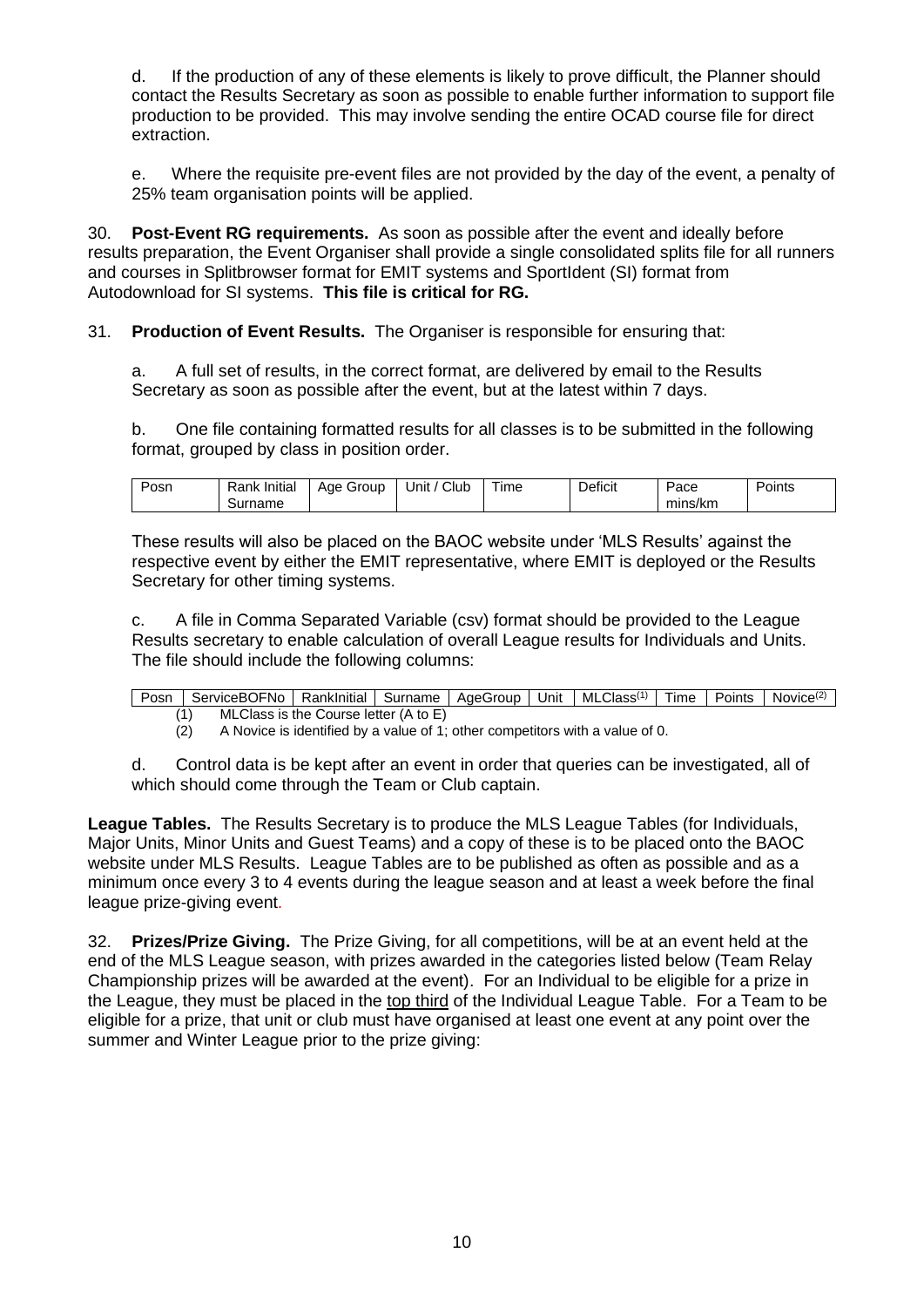d. If the production of any of these elements is likely to prove difficult, the Planner should contact the Results Secretary as soon as possible to enable further information to support file production to be provided. This may involve sending the entire OCAD course file for direct extraction.

e. Where the requisite pre-event files are not provided by the day of the event, a penalty of 25% team organisation points will be applied.

30. **Post-Event RG requirements.** As soon as possible after the event and ideally before results preparation, the Event Organiser shall provide a single consolidated splits file for all runners and courses in Splitbrowser format for EMIT systems and SportIdent (SI) format from Autodownload for SI systems. **This file is critical for RG.**

31. **Production of Event Results.** The Organiser is responsible for ensuring that:

a. A full set of results, in the correct format, are delivered by email to the Results Secretary as soon as possible after the event, but at the latest within 7 days.

b. One file containing formatted results for all classes is to be submitted in the following format, grouped by class in position order.

| Posn | Rank Initial Surname | Age Group | Unit / Club | Time | Deficit | Pace mins/km | Points |
|---|---|---|---|---|---|---|---|

These results will also be placed on the BAOC website under 'MLS Results' against the respective event by either the EMIT representative, where EMIT is deployed or the Results Secretary for other timing systems.

c. A file in Comma Separated Variable (csv) format should be provided to the League Results secretary to enable calculation of overall League results for Individuals and Units. The file should include the following columns:

| Posn | ServiceBOFNo | RankInitial | Surname | AgeGroup | Unit | MLClass(1) | Time | Points | Novice(2) |
|---|---|---|---|---|---|---|---|---|---|

(1) MLClass is the Course letter (A to E)

(2) A Novice is identified by a value of 1; other competitors with a value of 0.

d. Control data is be kept after an event in order that queries can be investigated, all of which should come through the Team or Club captain.

**League Tables.** The Results Secretary is to produce the MLS League Tables (for Individuals, Major Units, Minor Units and Guest Teams) and a copy of these is to be placed onto the BAOC website under MLS Results. League Tables are to be published as often as possible and as a minimum once every 3 to 4 events during the league season and at least a week before the final league prize-giving event.

32. **Prizes/Prize Giving.** The Prize Giving, for all competitions, will be at an event held at the end of the MLS League season, with prizes awarded in the categories listed below (Team Relay Championship prizes will be awarded at the event). For an Individual to be eligible for a prize in the League, they must be placed in the top third of the Individual League Table. For a Team to be eligible for a prize, that unit or club must have organised at least one event at any point over the summer and Winter League prior to the prize giving: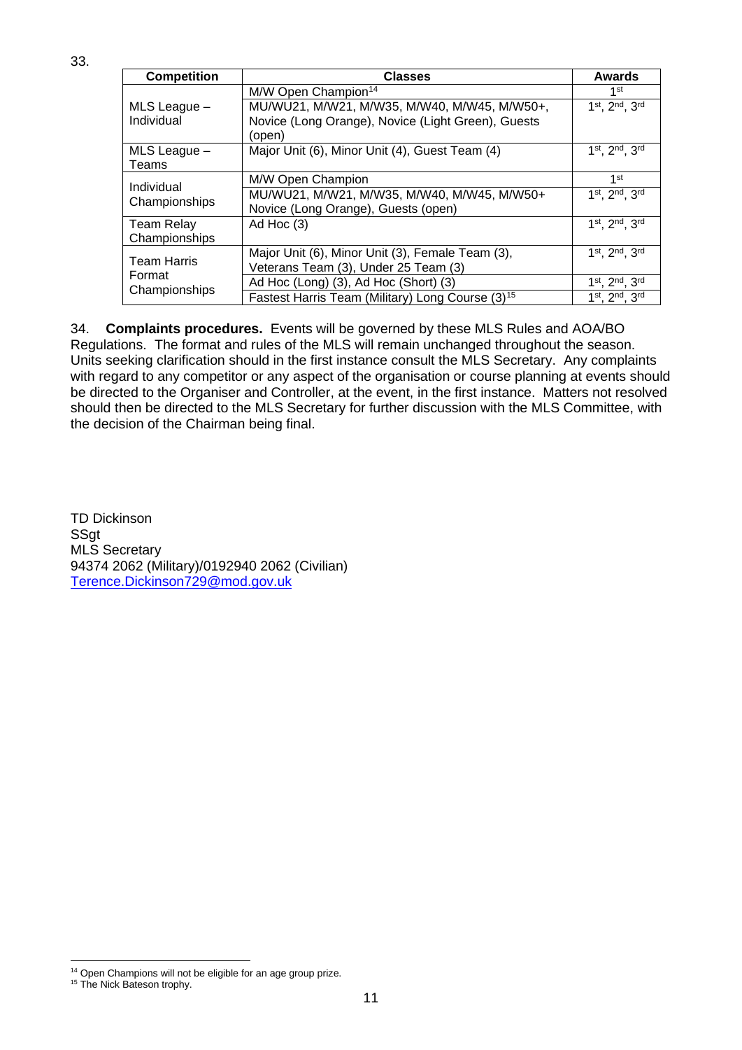33.

| Competition | Classes | Awards |
|---|---|---|
| MLS League – Individual | M/W Open Champion[14] | 1st |
| | MU/WU21, M/W21, M/W35, M/W40, M/W45, M/W50+, Novice (Long Orange), Novice (Light Green), Guests (open) | 1st, 2nd, 3rd |
| MLS League – Teams | Major Unit (6), Minor Unit (4), Guest Team (4) | 1st, 2nd, 3rd |
| Individual Championships | M/W Open Champion | 1st |
| | MU/WU21, M/W21, M/W35, M/W40, M/W45, M/W50+ Novice (Long Orange), Guests (open) | 1st, 2nd, 3rd |
| Team Relay Championships | Ad Hoc (3) | 1st, 2nd, 3rd |
| Team Harris Format Championships | Major Unit (6), Minor Unit (3), Female Team (3), Veterans Team (3), Under 25 Team (3) | 1st, 2nd, 3rd |
| | Ad Hoc (Long) (3), Ad Hoc (Short) (3) | 1st, 2nd, 3rd |
| | Fastest Harris Team (Military) Long Course (3)[15] | 1st, 2nd, 3rd |

34. **Complaints procedures.** Events will be governed by these MLS Rules and AOA/BO Regulations. The format and rules of the MLS will remain unchanged throughout the season. Units seeking clarification should in the first instance consult the MLS Secretary. Any complaints with regard to any competitor or any aspect of the organisation or course planning at events should be directed to the Organiser and Controller, at the event, in the first instance. Matters not resolved should then be directed to the MLS Secretary for further discussion with the MLS Committee, with the decision of the Chairman being final.

TD Dickinson
SSgt
MLS Secretary
94374 2062 (Military)/0192940 2062 (Civilian)
Terence.Dickinson729@mod.gov.uk

[14] Open Champions will not be eligible for an age group prize.

[15] The Nick Bateson trophy.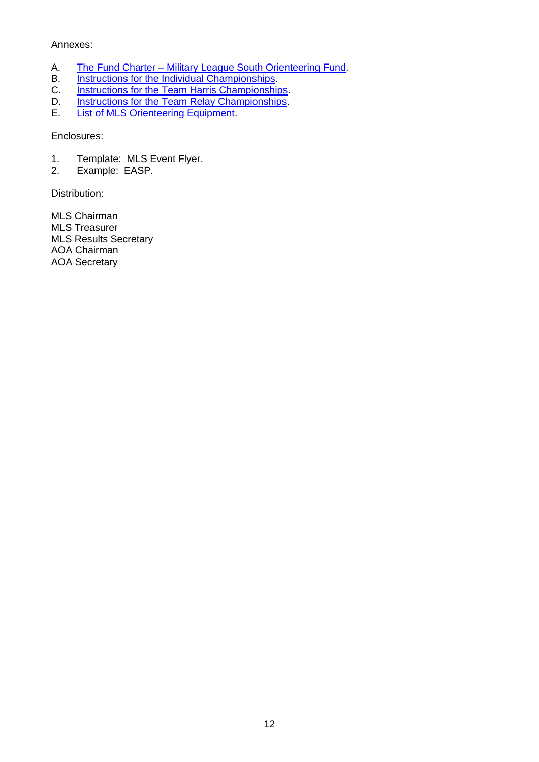Annexes:

A. The Fund Charter – Military League South Orienteering Fund.
B. Instructions for the Individual Championships.
C. Instructions for the Team Harris Championships.
D. Instructions for the Team Relay Championships.
E. List of MLS Orienteering Equipment.

Enclosures:

1. Template: MLS Event Flyer.
2. Example: EASP.

Distribution:

MLS Chairman
MLS Treasurer
MLS Results Secretary
AOA Chairman
AOA Secretary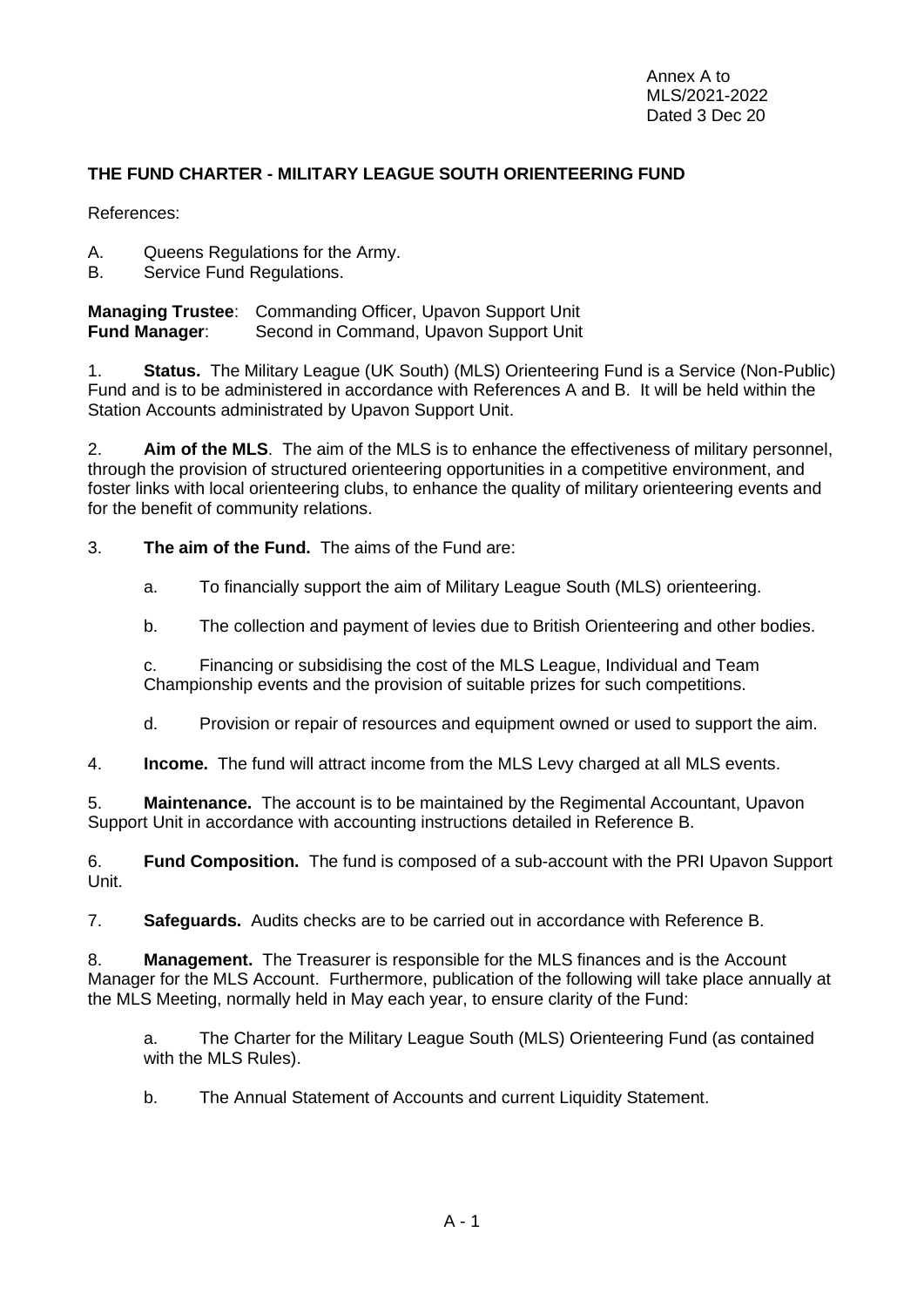Annex A to
MLS/2021-2022
Dated 3 Dec 20

**THE FUND CHARTER - MILITARY LEAGUE SOUTH ORIENTEERING FUND**

References:

A. Queens Regulations for the Army.
B. Service Fund Regulations.

**Managing Trustee**: Commanding Officer, Upavon Support Unit
**Fund Manager**: Second in Command, Upavon Support Unit

1. **Status.** The Military League (UK South) (MLS) Orienteering Fund is a Service (Non-Public) Fund and is to be administered in accordance with References A and B. It will be held within the Station Accounts administrated by Upavon Support Unit.

2. **Aim of the MLS**. The aim of the MLS is to enhance the effectiveness of military personnel, through the provision of structured orienteering opportunities in a competitive environment, and foster links with local orienteering clubs, to enhance the quality of military orienteering events and for the benefit of community relations.

3. **The aim of the Fund.** The aims of the Fund are:

   a. To financially support the aim of Military League South (MLS) orienteering.

   b. The collection and payment of levies due to British Orienteering and other bodies.

   c. Financing or subsidising the cost of the MLS League, Individual and Team Championship events and the provision of suitable prizes for such competitions.

   d. Provision or repair of resources and equipment owned or used to support the aim.

4. **Income.** The fund will attract income from the MLS Levy charged at all MLS events.

5. **Maintenance.** The account is to be maintained by the Regimental Accountant, Upavon Support Unit in accordance with accounting instructions detailed in Reference B.

6. **Fund Composition.** The fund is composed of a sub-account with the PRI Upavon Support Unit.

7. **Safeguards.** Audits checks are to be carried out in accordance with Reference B.

8. **Management.** The Treasurer is responsible for the MLS finances and is the Account Manager for the MLS Account. Furthermore, publication of the following will take place annually at the MLS Meeting, normally held in May each year, to ensure clarity of the Fund:

   a. The Charter for the Military League South (MLS) Orienteering Fund (as contained with the MLS Rules).

   b. The Annual Statement of Accounts and current Liquidity Statement.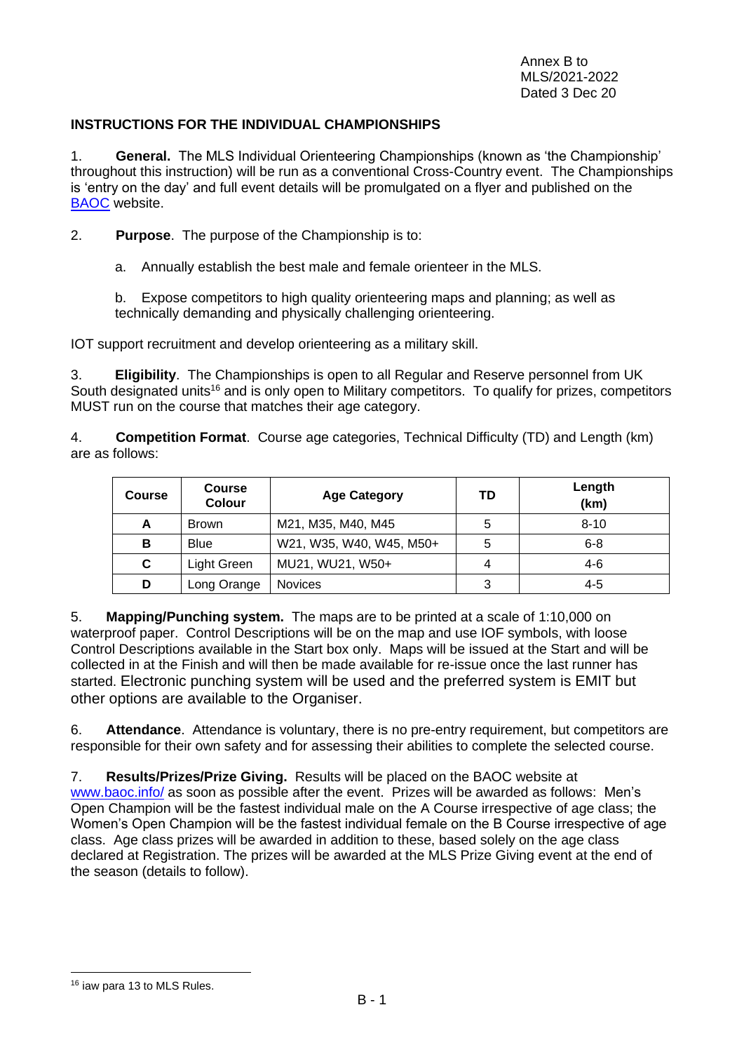Annex B to
MLS/2021-2022
Dated 3 Dec 20

## INSTRUCTIONS FOR THE INDIVIDUAL CHAMPIONSHIPS

1. **General.** The MLS Individual Orienteering Championships (known as 'the Championship' throughout this instruction) will be run as a conventional Cross-Country event. The Championships is 'entry on the day' and full event details will be promulgated on a flyer and published on the [BAOC](https://www.baoc.info/) website.

2. **Purpose**. The purpose of the Championship is to:

   a. Annually establish the best male and female orienteer in the MLS.

   b. Expose competitors to high quality orienteering maps and planning; as well as technically demanding and physically challenging orienteering.

IOT support recruitment and develop orienteering as a military skill.

3. **Eligibility**. The Championships is open to all Regular and Reserve personnel from UK South designated units[16] and is only open to Military competitors. To qualify for prizes, competitors MUST run on the course that matches their age category.

4. **Competition Format**. Course age categories, Technical Difficulty (TD) and Length (km) are as follows:

| Course | Course Colour | Age Category | TD | Length (km) |
|---|---|---|---|---|
| A | Brown | M21, M35, M40, M45 | 5 | 8-10 |
| B | Blue | W21, W35, W40, W45, M50+ | 5 | 6-8 |
| C | Light Green | MU21, WU21, W50+ | 4 | 4-6 |
| D | Long Orange | Novices | 3 | 4-5 |

5. **Mapping/Punching system.** The maps are to be printed at a scale of 1:10,000 on waterproof paper. Control Descriptions will be on the map and use IOF symbols, with loose Control Descriptions available in the Start box only. Maps will be issued at the Start and will be collected in at the Finish and will then be made available for re-issue once the last runner has started. Electronic punching system will be used and the preferred system is EMIT but other options are available to the Organiser.

6. **Attendance**. Attendance is voluntary, there is no pre-entry requirement, but competitors are responsible for their own safety and for assessing their abilities to complete the selected course.

7. **Results/Prizes/Prize Giving.** Results will be placed on the BAOC website at [www.baoc.info/](https://www.baoc.info/) as soon as possible after the event. Prizes will be awarded as follows: Men's Open Champion will be the fastest individual male on the A Course irrespective of age class; the Women's Open Champion will be the fastest individual female on the B Course irrespective of age class. Age class prizes will be awarded in addition to these, based solely on the age class declared at Registration. The prizes will be awarded at the MLS Prize Giving event at the end of the season (details to follow).

---

[16] iaw para 13 to MLS Rules.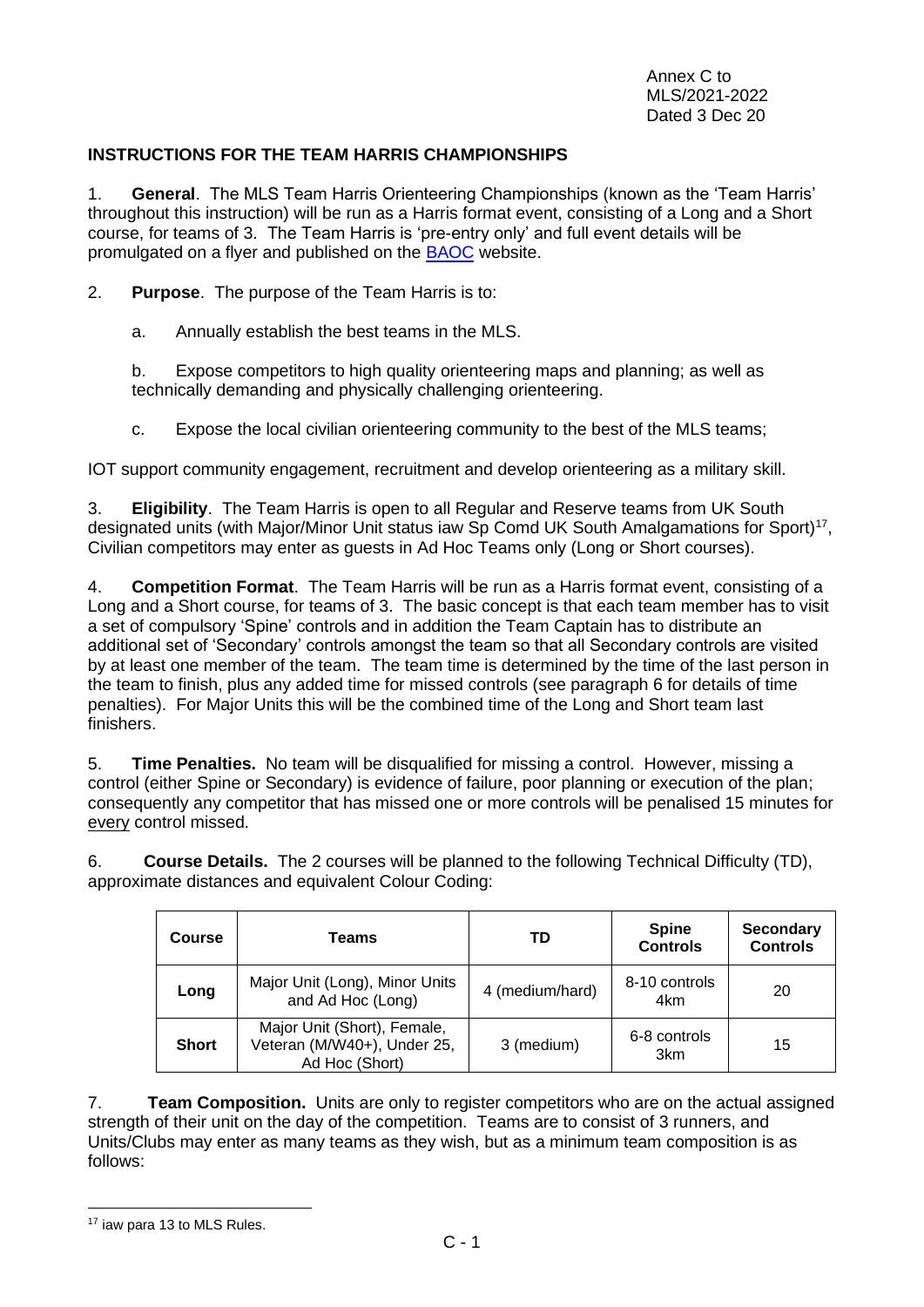Annex C to
MLS/2021-2022
Dated 3 Dec 20

**INSTRUCTIONS FOR THE TEAM HARRIS CHAMPIONSHIPS**

1. **General**. The MLS Team Harris Orienteering Championships (known as the 'Team Harris' throughout this instruction) will be run as a Harris format event, consisting of a Long and a Short course, for teams of 3. The Team Harris is 'pre-entry only' and full event details will be promulgated on a flyer and published on the BAOC website.

2. **Purpose**. The purpose of the Team Harris is to:

   a. Annually establish the best teams in the MLS.

   b. Expose competitors to high quality orienteering maps and planning; as well as technically demanding and physically challenging orienteering.

   c. Expose the local civilian orienteering community to the best of the MLS teams;

IOT support community engagement, recruitment and develop orienteering as a military skill.

3. **Eligibility**. The Team Harris is open to all Regular and Reserve teams from UK South designated units (with Major/Minor Unit status iaw Sp Comd UK South Amalgamations for Sport)[17], Civilian competitors may enter as guests in Ad Hoc Teams only (Long or Short courses).

4. **Competition Format**. The Team Harris will be run as a Harris format event, consisting of a Long and a Short course, for teams of 3. The basic concept is that each team member has to visit a set of compulsory 'Spine' controls and in addition the Team Captain has to distribute an additional set of 'Secondary' controls amongst the team so that all Secondary controls are visited by at least one member of the team. The team time is determined by the time of the last person in the team to finish, plus any added time for missed controls (see paragraph 6 for details of time penalties). For Major Units this will be the combined time of the Long and Short team last finishers.

5. **Time Penalties.** No team will be disqualified for missing a control. However, missing a control (either Spine or Secondary) is evidence of failure, poor planning or execution of the plan; consequently any competitor that has missed one or more controls will be penalised 15 minutes for every control missed.

6. **Course Details.** The 2 courses will be planned to the following Technical Difficulty (TD), approximate distances and equivalent Colour Coding:

| Course | Teams | TD | Spine Controls | Secondary Controls |
|---|---|---|---|---|
| **Long** | Major Unit (Long), Minor Units and Ad Hoc (Long) | 4 (medium/hard) | 8-10 controls 4km | 20 |
| **Short** | Major Unit (Short), Female, Veteran (M/W40+), Under 25, Ad Hoc (Short) | 3 (medium) | 6-8 controls 3km | 15 |

7. **Team Composition.** Units are only to register competitors who are on the actual assigned strength of their unit on the day of the competition. Teams are to consist of 3 runners, and Units/Clubs may enter as many teams as they wish, but as a minimum team composition is as follows:

---

[17] iaw para 13 to MLS Rules.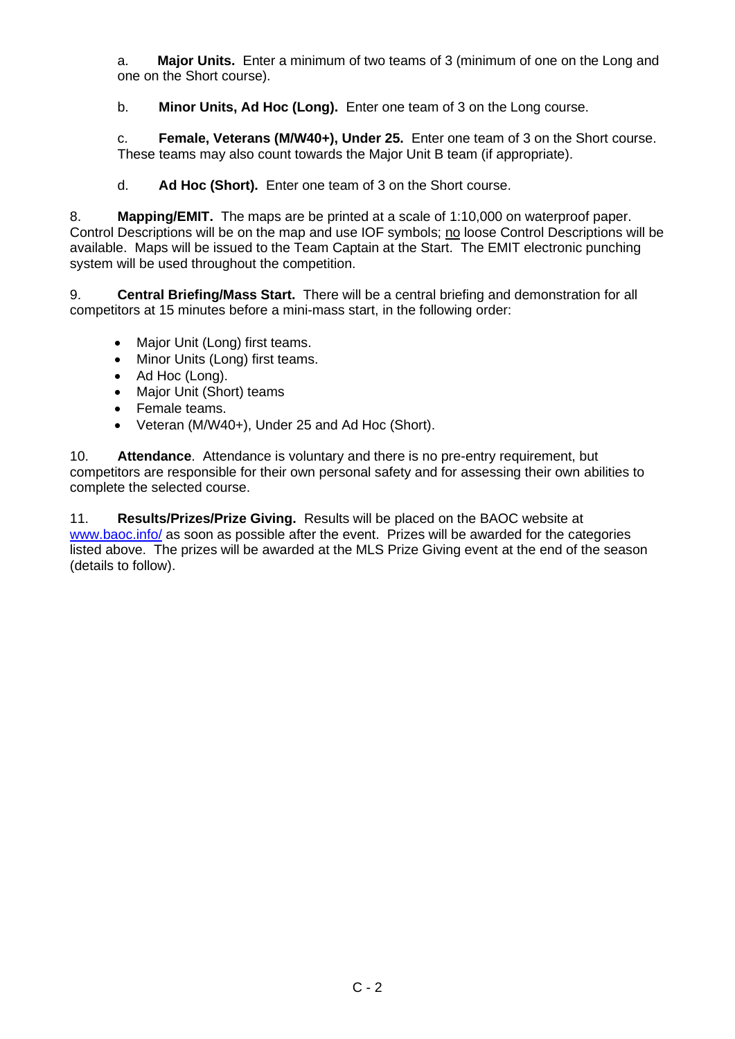a. **Major Units.** Enter a minimum of two teams of 3 (minimum of one on the Long and one on the Short course).

b. **Minor Units, Ad Hoc (Long).** Enter one team of 3 on the Long course.

c. **Female, Veterans (M/W40+), Under 25.** Enter one team of 3 on the Short course. These teams may also count towards the Major Unit B team (if appropriate).

d. **Ad Hoc (Short).** Enter one team of 3 on the Short course.

8. **Mapping/EMIT.** The maps are be printed at a scale of 1:10,000 on waterproof paper. Control Descriptions will be on the map and use IOF symbols; no loose Control Descriptions will be available. Maps will be issued to the Team Captain at the Start. The EMIT electronic punching system will be used throughout the competition.

9. **Central Briefing/Mass Start.** There will be a central briefing and demonstration for all competitors at 15 minutes before a mini-mass start, in the following order:

- Major Unit (Long) first teams.
- Minor Units (Long) first teams.
- Ad Hoc (Long).
- Major Unit (Short) teams
- Female teams.
- Veteran (M/W40+), Under 25 and Ad Hoc (Short).

10. **Attendance**. Attendance is voluntary and there is no pre-entry requirement, but competitors are responsible for their own personal safety and for assessing their own abilities to complete the selected course.

11. **Results/Prizes/Prize Giving.** Results will be placed on the BAOC website at www.baoc.info/ as soon as possible after the event. Prizes will be awarded for the categories listed above. The prizes will be awarded at the MLS Prize Giving event at the end of the season (details to follow).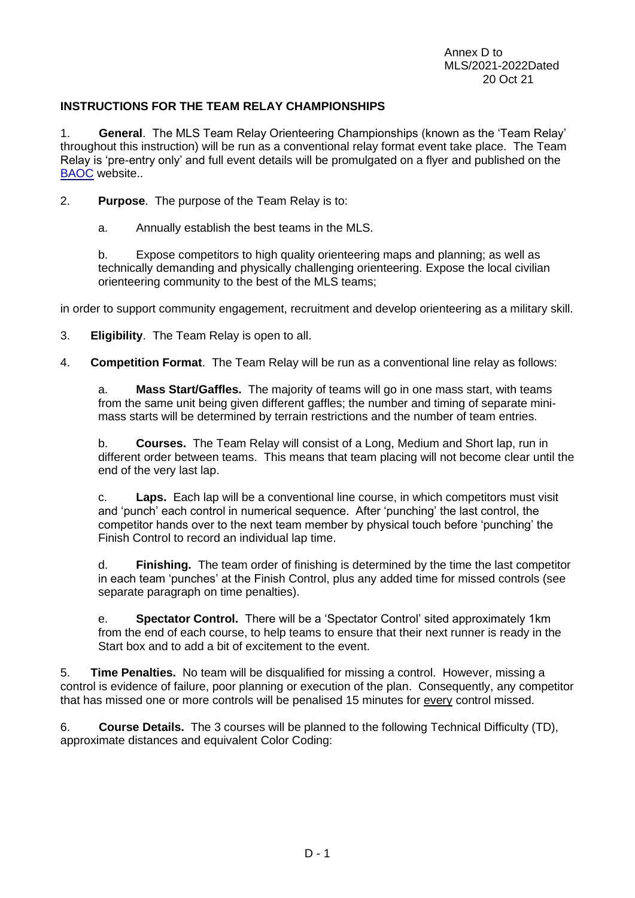Annex D to
MLS/2021-2022Dated
20 Oct 21

**INSTRUCTIONS FOR THE TEAM RELAY CHAMPIONSHIPS**

1. **General**. The MLS Team Relay Orienteering Championships (known as the 'Team Relay' throughout this instruction) will be run as a conventional relay format event take place. The Team Relay is 'pre-entry only' and full event details will be promulgated on a flyer and published on the [BAOC](BAOC) website..

2. **Purpose**. The purpose of the Team Relay is to:

   a. Annually establish the best teams in the MLS.

   b. Expose competitors to high quality orienteering maps and planning; as well as technically demanding and physically challenging orienteering. Expose the local civilian orienteering community to the best of the MLS teams;

in order to support community engagement, recruitment and develop orienteering as a military skill.

3. **Eligibility**. The Team Relay is open to all.

4. **Competition Format**. The Team Relay will be run as a conventional line relay as follows:

   a. **Mass Start/Gaffles.** The majority of teams will go in one mass start, with teams from the same unit being given different gaffles; the number and timing of separate mini-mass starts will be determined by terrain restrictions and the number of team entries.

   b. **Courses.** The Team Relay will consist of a Long, Medium and Short lap, run in different order between teams. This means that team placing will not become clear until the end of the very last lap.

   c. **Laps.** Each lap will be a conventional line course, in which competitors must visit and 'punch' each control in numerical sequence. After 'punching' the last control, the competitor hands over to the next team member by physical touch before 'punching' the Finish Control to record an individual lap time.

   d. **Finishing.** The team order of finishing is determined by the time the last competitor in each team 'punches' at the Finish Control, plus any added time for missed controls (see separate paragraph on time penalties).

   e. **Spectator Control.** There will be a 'Spectator Control' sited approximately 1km from the end of each course, to help teams to ensure that their next runner is ready in the Start box and to add a bit of excitement to the event.

5. **Time Penalties.** No team will be disqualified for missing a control. However, missing a control is evidence of failure, poor planning or execution of the plan. Consequently, any competitor that has missed one or more controls will be penalised 15 minutes for every control missed.

6. **Course Details.** The 3 courses will be planned to the following Technical Difficulty (TD), approximate distances and equivalent Color Coding: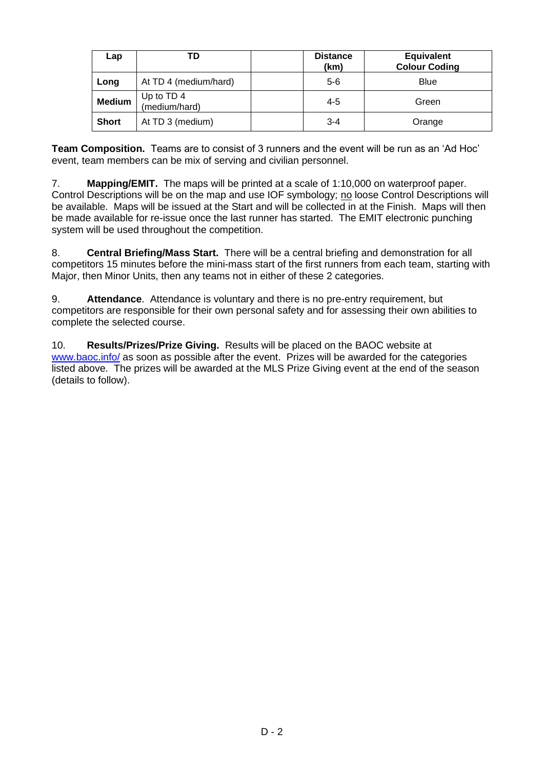| Lap | TD | | Distance (km) | Equivalent Colour Coding |
|---|---|---|---|---|
| **Long** | At TD 4 (medium/hard) | | 5-6 | Blue |
| **Medium** | Up to TD 4 (medium/hard) | | 4-5 | Green |
| **Short** | At TD 3 (medium) | | 3-4 | Orange |

**Team Composition.** Teams are to consist of 3 runners and the event will be run as an 'Ad Hoc' event, team members can be mix of serving and civilian personnel.

7. **Mapping/EMIT.** The maps will be printed at a scale of 1:10,000 on waterproof paper. Control Descriptions will be on the map and use IOF symbology; no loose Control Descriptions will be available. Maps will be issued at the Start and will be collected in at the Finish. Maps will then be made available for re-issue once the last runner has started. The EMIT electronic punching system will be used throughout the competition.

8. **Central Briefing/Mass Start.** There will be a central briefing and demonstration for all competitors 15 minutes before the mini-mass start of the first runners from each team, starting with Major, then Minor Units, then any teams not in either of these 2 categories.

9. **Attendance**. Attendance is voluntary and there is no pre-entry requirement, but competitors are responsible for their own personal safety and for assessing their own abilities to complete the selected course.

10. **Results/Prizes/Prize Giving.** Results will be placed on the BAOC website at www.baoc.info/ as soon as possible after the event. Prizes will be awarded for the categories listed above. The prizes will be awarded at the MLS Prize Giving event at the end of the season (details to follow).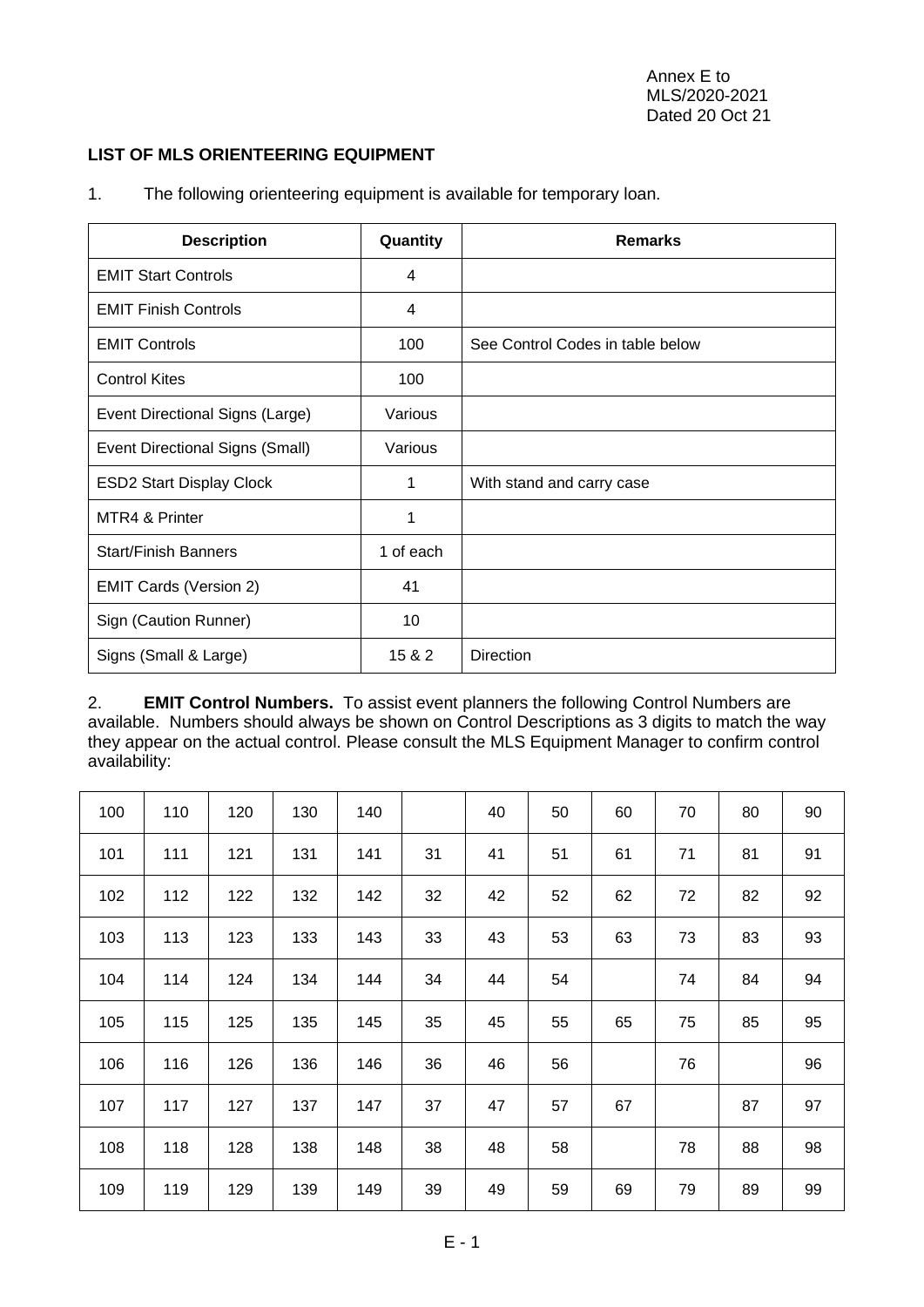Annex E to
MLS/2020-2021
Dated 20 Oct 21

**LIST OF MLS ORIENTEERING EQUIPMENT**

1. The following orienteering equipment is available for temporary loan.

| Description | Quantity | Remarks |
|---|---|---|
| EMIT Start Controls | 4 | |
| EMIT Finish Controls | 4 | |
| EMIT Controls | 100 | See Control Codes in table below |
| Control Kites | 100 | |
| Event Directional Signs (Large) | Various | |
| Event Directional Signs (Small) | Various | |
| ESD2 Start Display Clock | 1 | With stand and carry case |
| MTR4 & Printer | 1 | |
| Start/Finish Banners | 1 of each | |
| EMIT Cards (Version 2) | 41 | |
| Sign (Caution Runner) | 10 | |
| Signs (Small & Large) | 15 & 2 | Direction |

2. **EMIT Control Numbers.** To assist event planners the following Control Numbers are available. Numbers should always be shown on Control Descriptions as 3 digits to match the way they appear on the actual control. Please consult the MLS Equipment Manager to confirm control availability:

| | | | | | | | | | | | |
|---|---|---|---|---|---|---|---|---|---|---|---|
| 100 | 110 | 120 | 130 | 140 | | 40 | 50 | 60 | 70 | 80 | 90 |
| 101 | 111 | 121 | 131 | 141 | 31 | 41 | 51 | 61 | 71 | 81 | 91 |
| 102 | 112 | 122 | 132 | 142 | 32 | 42 | 52 | 62 | 72 | 82 | 92 |
| 103 | 113 | 123 | 133 | 143 | 33 | 43 | 53 | 63 | 73 | 83 | 93 |
| 104 | 114 | 124 | 134 | 144 | 34 | 44 | 54 | | 74 | 84 | 94 |
| 105 | 115 | 125 | 135 | 145 | 35 | 45 | 55 | 65 | 75 | 85 | 95 |
| 106 | 116 | 126 | 136 | 146 | 36 | 46 | 56 | | 76 | | 96 |
| 107 | 117 | 127 | 137 | 147 | 37 | 47 | 57 | 67 | | 87 | 97 |
| 108 | 118 | 128 | 138 | 148 | 38 | 48 | 58 | | 78 | 88 | 98 |
| 109 | 119 | 129 | 139 | 149 | 39 | 49 | 59 | 69 | 79 | 89 | 99 |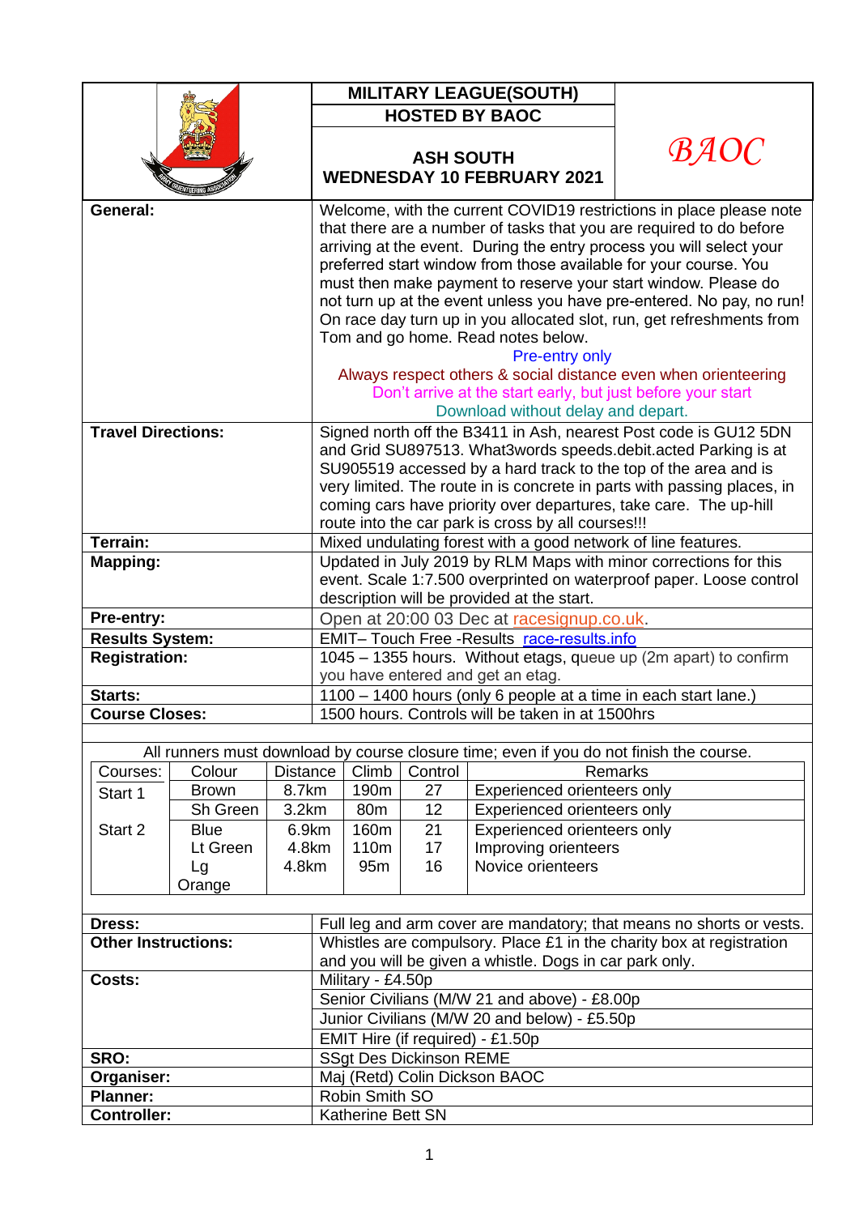| | MILITARY LEAGUE(SOUTH) | |
|---|---|---|
| | HOSTED BY BAOC | |
| | ASH SOUTH<br>WEDNESDAY 10 FEBRUARY 2021 | BAOC |
| **General:** | Welcome, with the current COVID19 restrictions in place please note that there are a number of tasks that you are required to do before arriving at the event. During the entry process you will select your preferred start window from those available for your course. You must then make payment to reserve your start window. Please do not turn up at the event unless you have pre-entered. No pay, no run! On race day turn up in you allocated slot, run, get refreshments from Tom and go home. Read notes below.<br>Pre-entry only<br>Always respect others & social distance even when orienteering<br>Don't arrive at the start early, but just before your start<br>Download without delay and depart. | |
| **Travel Directions:** | Signed north off the B3411 in Ash, nearest Post code is GU12 5DN and Grid SU897513. What3words speeds.debit.acted Parking is at SU905519 accessed by a hard track to the top of the area and is very limited. The route in is concrete in parts with passing places, in coming cars have priority over departures, take care. The up-hill route into the car park is cross by all courses!!! | |
| **Terrain:** | Mixed undulating forest with a good network of line features. | |
| **Mapping:** | Updated in July 2019 by RLM Maps with minor corrections for this event. Scale 1:7.500 overprinted on waterproof paper. Loose control description will be provided at the start. | |
| **Pre-entry:** | Open at 20:00 03 Dec at racesignup.co.uk. | |
| **Results System:** | EMIT– Touch Free -Results race-results.info | |
| **Registration:** | 1045 – 1355 hours. Without etags, queue up (2m apart) to confirm you have entered and get an etag. | |
| **Starts:** | 1100 – 1400 hours (only 6 people at a time in each start lane.) | |
| **Course Closes:** | 1500 hours. Controls will be taken in at 1500hrs | |

All runners must download by course closure time; even if you do not finish the course.

| Courses: | Colour | Distance | Climb | Control | Remarks |
|---|---|---|---|---|---|
| Start 1 | Brown | 8.7km | 190m | 27 | Experienced orienteers only |
| | Sh Green | 3.2km | 80m | 12 | Experienced orienteers only |
| Start 2 | Blue | 6.9km | 160m | 21 | Experienced orienteers only |
| | Lt Green | 4.8km | 110m | 17 | Improving orienteers |
| | Lg Orange | 4.8km | 95m | 16 | Novice orienteers |

| | |
|---|---|
| **Dress:** | Full leg and arm cover are mandatory; that means no shorts or vests. |
| **Other Instructions:** | Whistles are compulsory. Place £1 in the charity box at registration and you will be given a whistle. Dogs in car park only. |
| **Costs:** | Military - £4.50p |
| | Senior Civilians (M/W 21 and above) - £8.00p |
| | Junior Civilians (M/W 20 and below) - £5.50p |
| | EMIT Hire (if required) - £1.50p |
| **SRO:** | SSgt Des Dickinson REME |
| **Organiser:** | Maj (Retd) Colin Dickson BAOC |
| **Planner:** | Robin Smith SO |
| **Controller:** | Katherine Bett SN |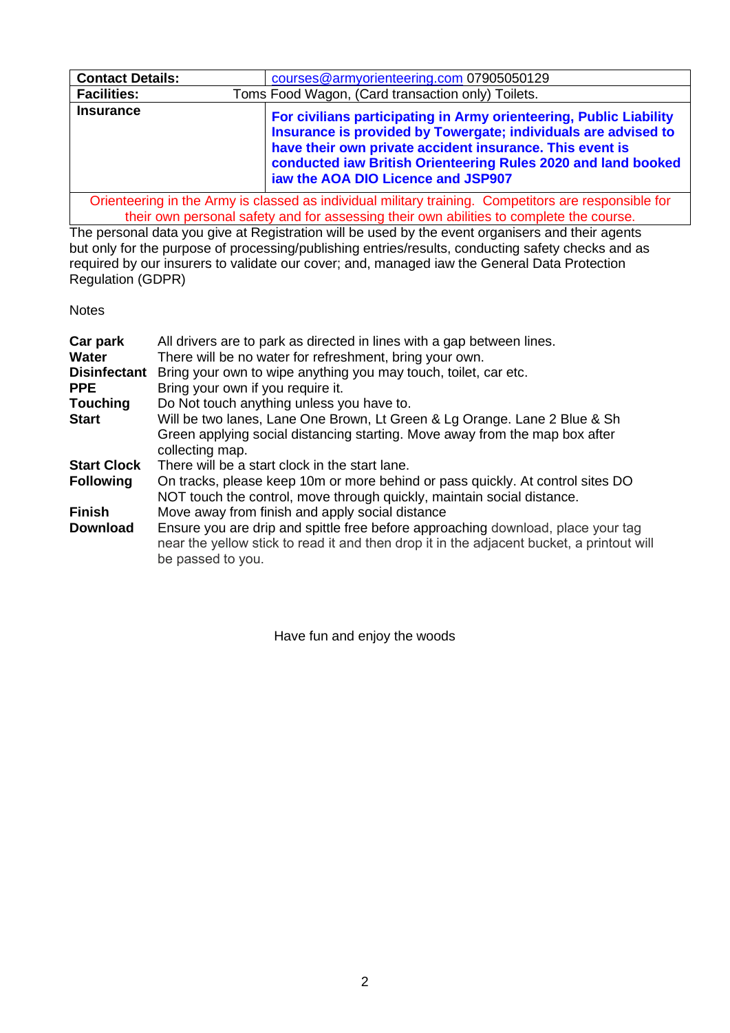| **Contact Details:** | courses@armyorienteering.com 07905050129 |
|---|---|
| **Facilities:** | Toms Food Wagon, (Card transaction only) Toilets. |
| **Insurance** | **For civilians participating in Army orienteering, Public Liability Insurance is provided by Towergate; individuals are advised to have their own private accident insurance. This event is conducted iaw British Orienteering Rules 2020 and land booked iaw the AOA DIO Licence and JSP907** |
| Orienteering in the Army is classed as individual military training. Competitors are responsible for their own personal safety and for assessing their own abilities to complete the course. | |

The personal data you give at Registration will be used by the event organisers and their agents but only for the purpose of processing/publishing entries/results, conducting safety checks and as required by our insurers to validate our cover; and, managed iaw the General Data Protection Regulation (GDPR)

Notes

| | |
|---|---|
| **Car park** | All drivers are to park as directed in lines with a gap between lines. |
| **Water** | There will be no water for refreshment, bring your own. |
| **Disinfectant** | Bring your own to wipe anything you may touch, toilet, car etc. |
| **PPE** | Bring your own if you require it. |
| **Touching** | Do Not touch anything unless you have to. |
| **Start** | Will be two lanes, Lane One Brown, Lt Green & Lg Orange. Lane 2 Blue & Sh Green applying social distancing starting. Move away from the map box after collecting map. |
| **Start Clock** | There will be a start clock in the start lane. |
| **Following** | On tracks, please keep 10m or more behind or pass quickly. At control sites DO NOT touch the control, move through quickly, maintain social distance. |
| **Finish** | Move away from finish and apply social distance |
| **Download** | Ensure you are drip and spittle free before approaching download, place your tag near the yellow stick to read it and then drop it in the adjacent bucket, a printout will be passed to you. |

Have fun and enjoy the woods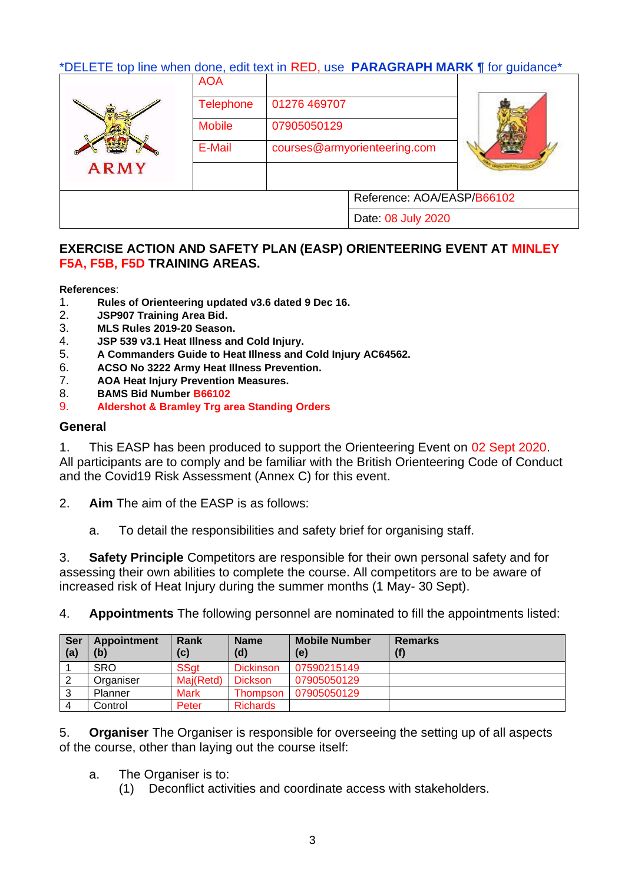*DELETE top line when done, edit text in RED, use **PARAGRAPH MARK ¶** for guidance*

| ARMY | AOA | | |
|---|---|---|---|
| | Telephone | 01276 469707 | |
| | Mobile | 07905050129 | |
| | E-Mail | courses@armyorienteering.com | |
| | | | |
| | | Reference: AOA/EASP/B66102 | |
| | | Date: 08 July 2020 | |

**EXERCISE ACTION AND SAFETY PLAN (EASP) ORIENTEERING EVENT AT MINLEY F5A, F5B, F5D TRAINING AREAS.**

**References**:

1. **Rules of Orienteering updated v3.6 dated 9 Dec 16.**
2. **JSP907 Training Area Bid.**
3. **MLS Rules 2019-20 Season.**
4. **JSP 539 v3.1 Heat Illness and Cold Injury.**
5. **A Commanders Guide to Heat Illness and Cold Injury AC64562.**
6. **ACSO No 3222 Army Heat Illness Prevention.**
7. **AOA Heat Injury Prevention Measures.**
8. **BAMS Bid Number B66102**
9. **Aldershot & Bramley Trg area Standing Orders**

## General

1. This EASP has been produced to support the Orienteering Event on 02 Sept 2020. All participants are to comply and be familiar with the British Orienteering Code of Conduct and the Covid19 Risk Assessment (Annex C) for this event.

2. **Aim** The aim of the EASP is as follows:

   a. To detail the responsibilities and safety brief for organising staff.

3. **Safety Principle** Competitors are responsible for their own personal safety and for assessing their own abilities to complete the course. All competitors are to be aware of increased risk of Heat Injury during the summer months (1 May- 30 Sept).

4. **Appointments** The following personnel are nominated to fill the appointments listed:

| Ser (a) | Appointment (b) | Rank (c) | Name (d) | Mobile Number (e) | Remarks (f) |
|---|---|---|---|---|---|
| 1 | SRO | SSgt | Dickinson | 07590215149 | |
| 2 | Organiser | Maj(Retd) | Dickson | 07905050129 | |
| 3 | Planner | Mark | Thompson | 07905050129 | |
| 4 | Control | Peter | Richards | | |

5. **Organiser** The Organiser is responsible for overseeing the setting up of all aspects of the course, other than laying out the course itself:

   a. The Organiser is to:
      (1) Deconflict activities and coordinate access with stakeholders.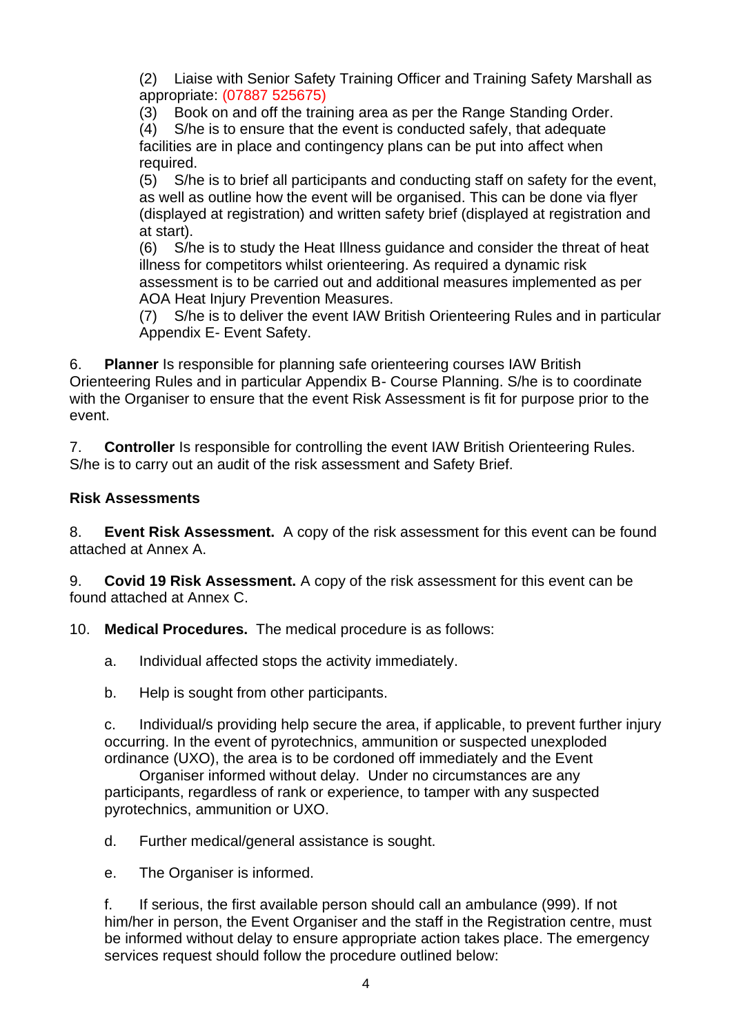(2) Liaise with Senior Safety Training Officer and Training Safety Marshall as appropriate: (07887 525675)
(3) Book on and off the training area as per the Range Standing Order.
(4) S/he is to ensure that the event is conducted safely, that adequate facilities are in place and contingency plans can be put into affect when required.
(5) S/he is to brief all participants and conducting staff on safety for the event, as well as outline how the event will be organised. This can be done via flyer (displayed at registration) and written safety brief (displayed at registration and at start).
(6) S/he is to study the Heat Illness guidance and consider the threat of heat illness for competitors whilst orienteering. As required a dynamic risk assessment is to be carried out and additional measures implemented as per AOA Heat Injury Prevention Measures.
(7) S/he is to deliver the event IAW British Orienteering Rules and in particular Appendix E- Event Safety.

6. **Planner** Is responsible for planning safe orienteering courses IAW British Orienteering Rules and in particular Appendix B- Course Planning. S/he is to coordinate with the Organiser to ensure that the event Risk Assessment is fit for purpose prior to the event.

7. **Controller** Is responsible for controlling the event IAW British Orienteering Rules. S/he is to carry out an audit of the risk assessment and Safety Brief.

**Risk Assessments**

8. **Event Risk Assessment.** A copy of the risk assessment for this event can be found attached at Annex A.

9. **Covid 19 Risk Assessment.** A copy of the risk assessment for this event can be found attached at Annex C.

10. **Medical Procedures.** The medical procedure is as follows:

a. Individual affected stops the activity immediately.

b. Help is sought from other participants.

c. Individual/s providing help secure the area, if applicable, to prevent further injury occurring. In the event of pyrotechnics, ammunition or suspected unexploded ordinance (UXO), the area is to be cordoned off immediately and the Event Organiser informed without delay. Under no circumstances are any participants, regardless of rank or experience, to tamper with any suspected pyrotechnics, ammunition or UXO.

d. Further medical/general assistance is sought.

e. The Organiser is informed.

f. If serious, the first available person should call an ambulance (999). If not him/her in person, the Event Organiser and the staff in the Registration centre, must be informed without delay to ensure appropriate action takes place. The emergency services request should follow the procedure outlined below: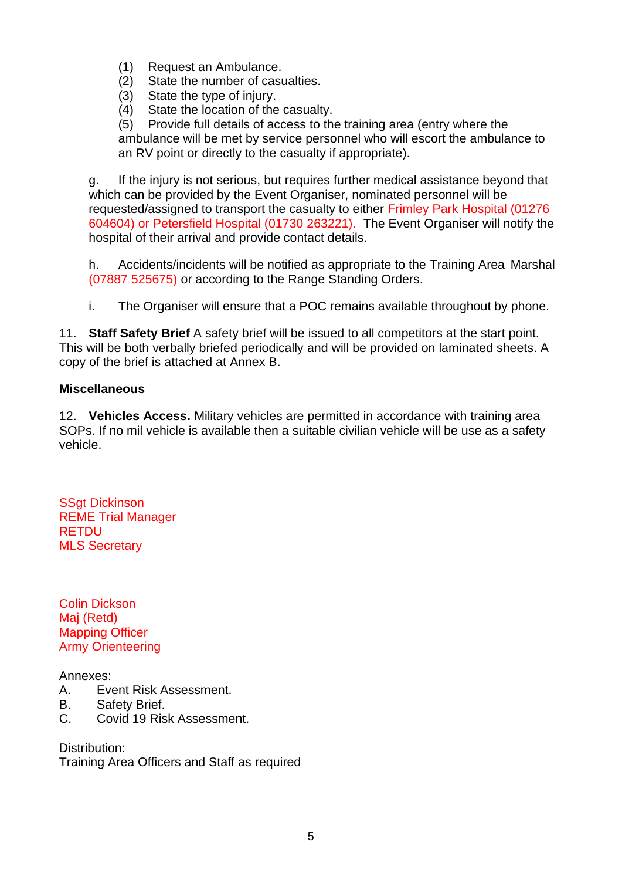(1) Request an Ambulance.
(2) State the number of casualties.
(3) State the type of injury.
(4) State the location of the casualty.
(5) Provide full details of access to the training area (entry where the ambulance will be met by service personnel who will escort the ambulance to an RV point or directly to the casualty if appropriate).

g. If the injury is not serious, but requires further medical assistance beyond that which can be provided by the Event Organiser, nominated personnel will be requested/assigned to transport the casualty to either Frimley Park Hospital (01276 604604) or Petersfield Hospital (01730 263221). The Event Organiser will notify the hospital of their arrival and provide contact details.

h. Accidents/incidents will be notified as appropriate to the Training Area Marshal (07887 525675) or according to the Range Standing Orders.

i. The Organiser will ensure that a POC remains available throughout by phone.

11. **Staff Safety Brief** A safety brief will be issued to all competitors at the start point. This will be both verbally briefed periodically and will be provided on laminated sheets. A copy of the brief is attached at Annex B.

**Miscellaneous**

12. **Vehicles Access.** Military vehicles are permitted in accordance with training area SOPs. If no mil vehicle is available then a suitable civilian vehicle will be use as a safety vehicle.

SSgt Dickinson
REME Trial Manager
RETDU
MLS Secretary

Colin Dickson
Maj (Retd)
Mapping Officer
Army Orienteering

Annexes:
A. Event Risk Assessment.
B. Safety Brief.
C. Covid 19 Risk Assessment.

Distribution:
Training Area Officers and Staff as required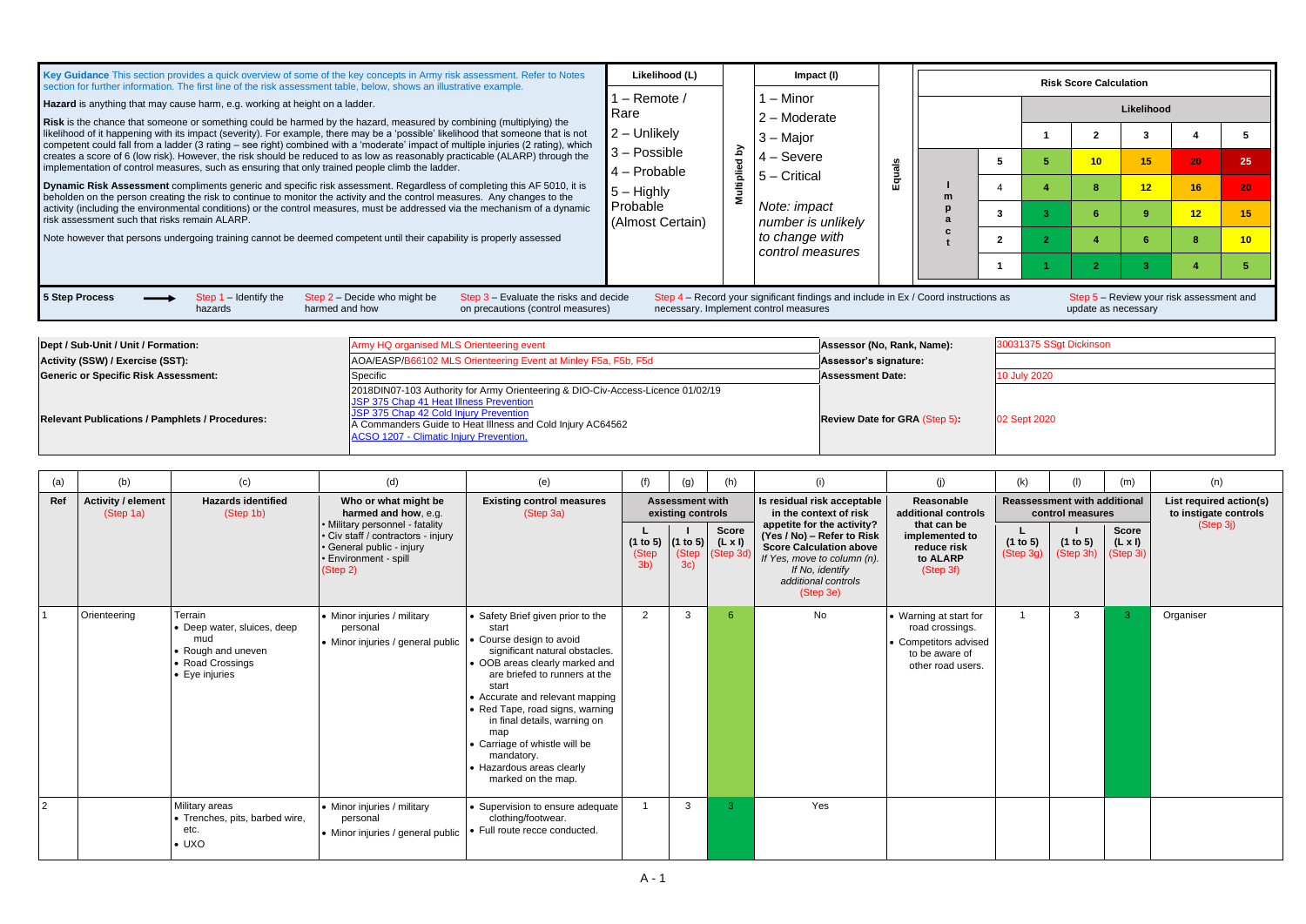**Key Guidance** This section provides a quick overview of some of the key concepts in Army risk assessment. Refer to Notes section for further information. The first line of the risk assessment table, below, shows an illustrative example.

**Hazard** is anything that may cause harm, e.g. working at height on a ladder.

**Risk** is the chance that someone or something could be harmed by the hazard, measured by combining (multiplying) the likelihood of it happening with its impact (severity). For example, there may be a 'possible' likelihood that someone that is not competent could fall from a ladder (3 rating – see right) combined with a 'moderate' impact of multiple injuries (2 rating), which creates a score of 6 (low risk). However, the risk should be reduced to as low as reasonably practicable (ALARP) through the implementation of control measures, such as ensuring that only trained people climb the ladder.

**Dynamic Risk Assessment** compliments generic and specific risk assessment. Regardless of completing this AF 5010, it is beholden on the person creating the risk to continue to monitor the activity and the control measures. Any changes to the activity (including the environmental conditions) or the control measures, must be addressed via the mechanism of a dynamic risk assessment such that risks remain ALARP.

Note however that persons undergoing training cannot be deemed competent until their capability is properly assessed

| Likelihood (L) | | Impact (I) | |
|---|---|---|---|
| 1 – Remote / Rare | Multiplied by | 1 – Minor | Equals |
| 2 – Unlikely | | 2 – Moderate | |
| 3 – Possible | | 3 – Major | |
| 4 – Probable | | 4 – Severe | |
| 5 – Highly Probable (Almost Certain) | | 5 – Critical | |
| | | *Note: impact number is unlikely to change with control measures* | |

**Risk Score Calculation**

| Impact \ Likelihood | 1 | 2 | 3 | 4 | 5 |
|---|---|---|---|---|---|
| 5 | 5 | 10 | 15 | 20 | 25 |
| 4 | 4 | 8 | 12 | 16 | 20 |
| 3 | 3 | 6 | 9 | 12 | 15 |
| 2 | 2 | 4 | 6 | 8 | 10 |
| 1 | 1 | 2 | 3 | 4 | 5 |

**5 Step Process** → Step 1 – Identify the hazards | Step 2 – Decide who might be harmed and how | Step 3 – Evaluate the risks and decide on precautions (control measures) | Step 4 – Record your significant findings and include in Ex / Coord instructions as necessary. Implement control measures | Step 5 – Review your risk assessment and update as necessary

| | | | |
|---|---|---|---|
| **Dept / Sub-Unit / Unit / Formation:** | Army HQ organised MLS Orienteering event | **Assessor (No, Rank, Name):** | 30031375 SSgt Dickinson |
| **Activity (SSW) / Exercise (SST):** | AOA/EASP/B66102 MLS Orienteering Event at Minley F5a, F5b, F5d | **Assessor's signature:** | |
| **Generic or Specific Risk Assessment:** | Specific | **Assessment Date:** | 10 July 2020 |
| **Relevant Publications / Pamphlets / Procedures:** | 2018DIN07-103 Authority for Army Orienteering & DIO-Civ-Access-Licence 01/02/19<br>JSP 375 Chap 41 Heat Illness Prevention<br>JSP 375 Chap 42 Cold Injury Prevention<br>A Commanders Guide to Heat Illness and Cold Injury AC64562<br>ACSO 1207 - Climatic Injury Prevention. | **Review Date for GRA (Step 5):** | 02 Sept 2020 |

| (a) | (b) | (c) | (d) | (e) | (f) | (g) | (h) | (i) | (j) | (k) | (l) | (m) | (n) |
|---|---|---|---|---|---|---|---|---|---|---|---|---|---|
| **Ref** | **Activity / element** (Step 1a) | **Hazards identified** (Step 1b) | **Who or what might be harmed and how**, e.g.<br>• Military personnel - fatality<br>• Civ staff / contractors - injury<br>• General public - injury<br>• Environment - spill<br>(Step 2) | **Existing control measures** (Step 3a) | **Assessment with existing controls** | | | **Is residual risk acceptable in the context of risk appetite for the activity? (Yes / No) – Refer to Risk Score Calculation above** *If Yes, move to column (n). If No, identify additional controls* (Step 3e) | **Reasonable additional controls that can be implemented to reduce risk to ALARP** (Step 3f) | **Reassessment with additional control measures** | | | **List required action(s) to instigate controls** (Step 3j) |
| | | | | | **L** (1 to 5) (Step 3b) | **I** (1 to 5) (Step 3c) | **Score** (L x I) (Step 3d) | | | **L** (1 to 5) (Step 3g) | **I** (1 to 5) (Step 3h) | **Score** (L x I) (Step 3i) | |
| 1 | Orienteering | Terrain<br>• Deep water, sluices, deep mud<br>• Rough and uneven<br>• Road Crossings<br>• Eye injuries | • Minor injuries / military personal<br>• Minor injuries / general public | • Safety Brief given prior to the start<br>• Course design to avoid significant natural obstacles.<br>• OOB areas clearly marked and are briefed to runners at the start<br>• Accurate and relevant mapping<br>• Red Tape, road signs, warning in final details, warning on map<br>• Carriage of whistle will be mandatory.<br>• Hazardous areas clearly marked on the map. | 2 | 3 | 6 | No | • Warning at start for road crossings.<br>• Competitors advised to be aware of other road users. | 1 | 3 | 3 | Organiser |
| 2 | | Military areas<br>• Trenches, pits, barbed wire, etc.<br>• UXO | • Minor injuries / military personal<br>• Minor injuries / general public | • Supervision to ensure adequate clothing/footwear.<br>• Full route recce conducted. | 1 | 3 | 3 | Yes | | | | | |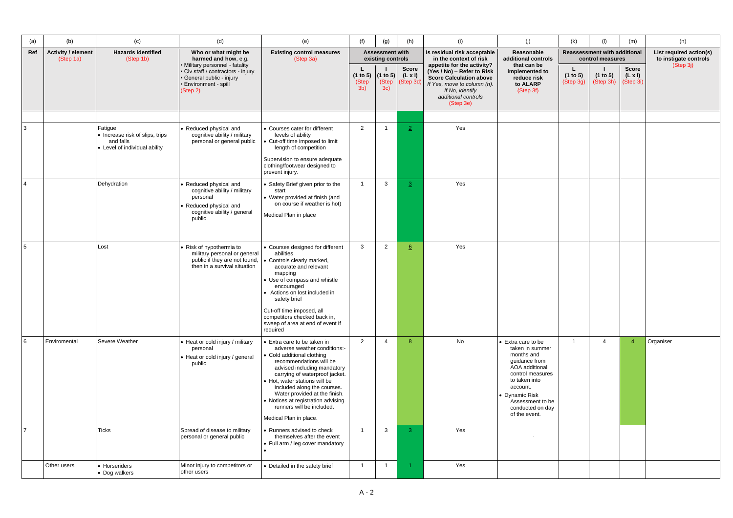| (a) | (b) | (c) | (d) | (e) | (f) | (g) | (h) | (i) | (j) | (k) | (l) | (m) | (n) |
|---|---|---|---|---|---|---|---|---|---|---|---|---|---|
| Ref | Activity / element (Step 1a) | Hazards identified (Step 1b) | Who or what might be harmed and how, e.g. • Military personnel - fatality • Civ staff / contractors - injury • General public - injury • Environment - spill (Step 2) | Existing control measures (Step 3a) | Assessment with existing controls | | | Is residual risk acceptable in the context of risk appetite for the activity? (Yes / No) – Refer to Risk Score Calculation above *If Yes, move to column (n). If No, identify additional controls* (Step 3e) | Reasonable additional controls that can be implemented to reduce risk to ALARP (Step 3f) | Reassessment with additional control measures | | | List required action(s) to instigate controls (Step 3j) |
| | | | | | L (1 to 5) (Step 3b) | I (1 to 5) (Step 3c) | Score (L x I) (Step 3d) | | | L (1 to 5) (Step 3g) | I (1 to 5) (Step 3h) | Score (L x I) (Step 3i) | |
| | | | | | | | | | | | | | |
| 3 | | Fatigue • Increase risk of slips, trips and falls • Level of individual ability | • Reduced physical and cognitive ability / military personal or general public | • Courses cater for different levels of ability • Cut-off time imposed to limit length of competition Supervision to ensure adequate clothing/footwear designed to prevent injury. | 2 | 1 | 2 | Yes | | | | | |
| 4 | | Dehydration | • Reduced physical and cognitive ability / military personal • Reduced physical and cognitive ability / general public | • Safety Brief given prior to the start • Water provided at finish (and on course if weather is hot) Medical Plan in place | 1 | 3 | 3 | Yes | | | | | |
| 5 | | Lost | • Risk of hypothermia to military personal or general public if they are not found, then in a survival situation | • Courses designed for different abilities • Controls clearly marked, accurate and relevant mapping • Use of compass and whistle encouraged • Actions on lost included in safety brief Cut-off time imposed, all competitors checked back in, sweep of area at end of event if required | 3 | 2 | 6 | Yes | | | | | |
| 6 | Enviromental | Severe Weather | • Heat or cold injury / military personal • Heat or cold injury / general public | • Extra care to be taken in adverse weather conditions:- • Cold additional clothing recommendations will be advised including mandatory carrying of waterproof jacket. • Hot, water stations will be included along the courses. Water provided at the finish. • Notices at registration advising runners will be included. Medical Plan in place. | 2 | 4 | 8 | No | • Extra care to be taken in summer months and guidance from AOA additional control measures to taken into account. • Dynamic Risk Assessment to be conducted on day of the event. | 1 | 4 | 4 | Organiser |
| 7 | | Ticks | Spread of disease to military personal or general public | • Runners advised to check themselves after the event • Full arm / leg cover mandatory • | 1 | 3 | 3 | Yes | - | | | | |
| | Other users | • Horseriders • Dog walkers | Minor injury to competitors or other users | • Detailed in the safety brief | 1 | 1 | 1 | Yes | | | | | |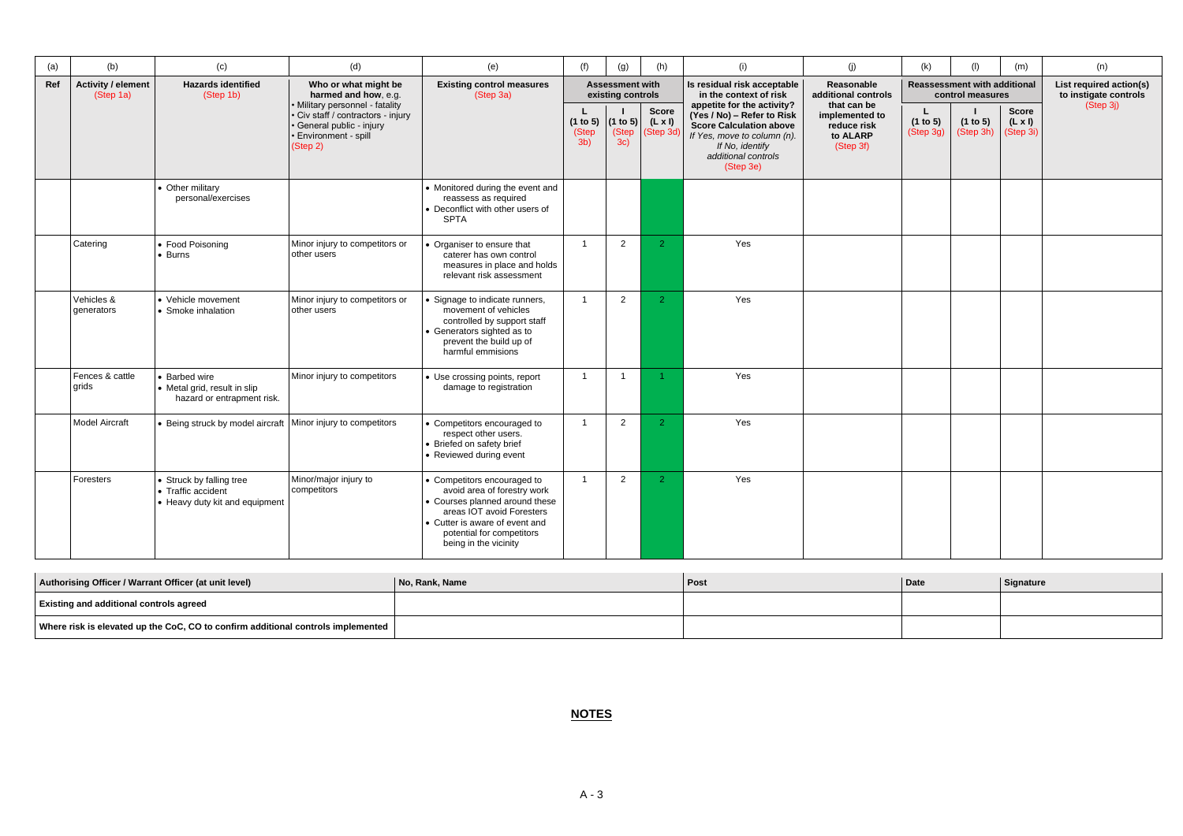| (a) | (b) | (c) | (d) | (e) | (f) | (g) | (h) | (i) | (j) | (k) | (l) | (m) | (n) |
|---|---|---|---|---|---|---|---|---|---|---|---|---|---|
| **Ref** | **Activity / element** (Step 1a) | **Hazards identified** (Step 1b) | **Who or what might be harmed and how**, e.g. • Military personnel - fatality • Civ staff / contractors - injury • General public - injury • Environment - spill (Step 2) | **Existing control measures** (Step 3a) | **Assessment with existing controls** | | | **Is residual risk acceptable in the context of risk appetite for the activity? (Yes / No) – Refer to Risk Score Calculation above** *If Yes, move to column (n). If No, identify additional controls* (Step 3e) | **Reasonable additional controls that can be implemented to reduce risk to ALARP** (Step 3f) | **Reassessment with additional control measures** | | | **List required action(s) to instigate controls** (Step 3j) |
| | | | | | **L (1 to 5)** (Step 3b) | **I (1 to 5)** (Step 3c) | **Score (L x I)** (Step 3d) | | | **L (1 to 5)** (Step 3g) | **I (1 to 5)** (Step 3h) | **Score (L x I)** (Step 3i) | |
| | | • Other military personnel/exercises | | • Monitored during the event and reassess as required • Deconflict with other users of SPTA | | | | | | | | | |
| | Catering | • Food Poisoning • Burns | Minor injury to competitors or other users | • Organiser to ensure that caterer has own control measures in place and holds relevant risk assessment | 1 | 2 | 2 | Yes | | | | | |
| | Vehicles & generators | • Vehicle movement • Smoke inhalation | Minor injury to competitors or other users | • Signage to indicate runners, movement of vehicles controlled by support staff • Generators sighted as to prevent the build up of harmful emmisions | 1 | 2 | 2 | Yes | | | | | |
| | Fences & cattle grids | • Barbed wire • Metal grid, result in slip hazard or entrapment risk. | Minor injury to competitors | • Use crossing points, report damage to registration | 1 | 1 | 1 | Yes | | | | | |
| | Model Aircraft | • Being struck by model aircraft | Minor injury to competitors | • Competitors encouraged to respect other users. • Briefed on safety brief • Reviewed during event | 1 | 2 | 2 | Yes | | | | | |
| | Foresters | • Struck by falling tree • Traffic accident • Heavy duty kit and equipment | Minor/major injury to competitors | • Competitors encouraged to avoid area of forestry work • Courses planned around these areas IOT avoid Foresters • Cutter is aware of event and potential for competitors being in the vicinity | 1 | 2 | 2 | Yes | | | | | |

| **Authorising Officer / Warrant Officer (at unit level)** | **No, Rank, Name** | **Post** | **Date** | **Signature** |
|---|---|---|---|---|
| **Existing and additional controls agreed** | | | | |
| **Where risk is elevated up the CoC, CO to confirm additional controls implemented** | | | | |

**NOTES**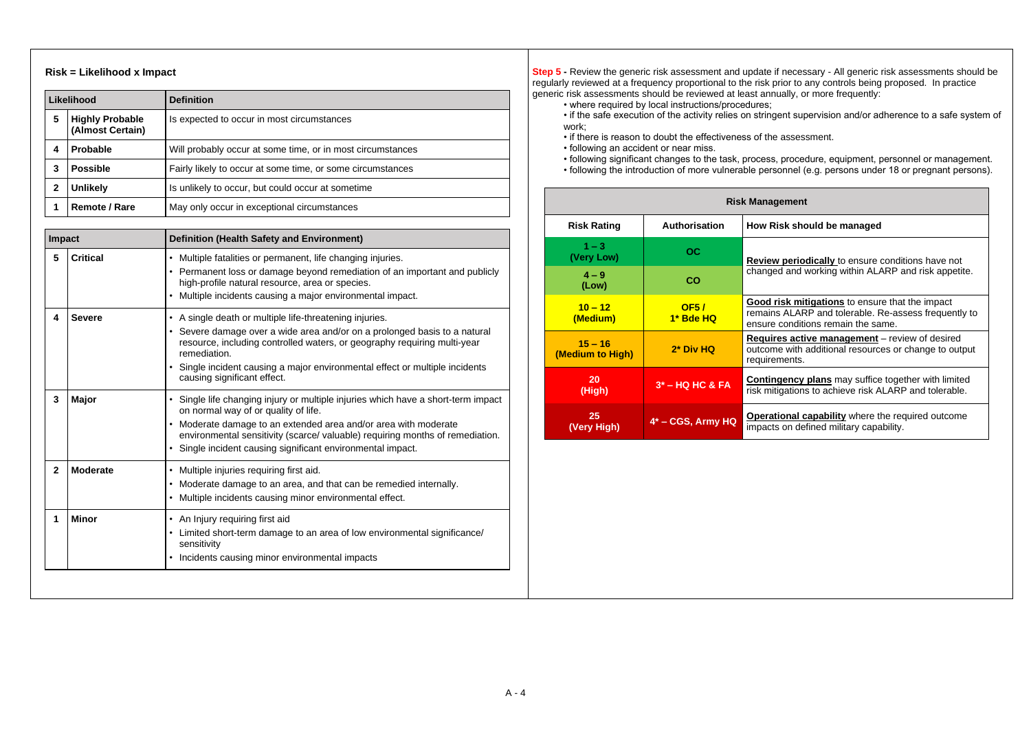**Risk = Likelihood x Impact**

| Likelihood | | Definition |
|---|---|---|
| 5 | **Highly Probable (Almost Certain)** | Is expected to occur in most circumstances |
| 4 | **Probable** | Will probably occur at some time, or in most circumstances |
| 3 | **Possible** | Fairly likely to occur at some time, or some circumstances |
| 2 | **Unlikely** | Is unlikely to occur, but could occur at sometime |
| 1 | **Remote / Rare** | May only occur in exceptional circumstances |

| Impact | | Definition (Health Safety and Environment) |
|---|---|---|
| 5 | **Critical** | • Multiple fatalities or permanent, life changing injuries.<br>• Permanent loss or damage beyond remediation of an important and publicly high-profile natural resource, area or species.<br>• Multiple incidents causing a major environmental impact. |
| 4 | **Severe** | • A single death or multiple life-threatening injuries.<br>• Severe damage over a wide area and/or on a prolonged basis to a natural resource, including controlled waters, or geography requiring multi-year remediation.<br>• Single incident causing a major environmental effect or multiple incidents causing significant effect. |
| 3 | **Major** | • Single life changing injury or multiple injuries which have a short-term impact on normal way of or quality of life.<br>• Moderate damage to an extended area and/or area with moderate environmental sensitivity (scarce/ valuable) requiring months of remediation.<br>• Single incident causing significant environmental impact. |
| 2 | **Moderate** | • Multiple injuries requiring first aid.<br>• Moderate damage to an area, and that can be remedied internally.<br>• Multiple incidents causing minor environmental effect. |
| 1 | **Minor** | • An Injury requiring first aid<br>• Limited short-term damage to an area of low environmental significance/ sensitivity<br>• Incidents causing minor environmental impacts |

**Step 5 -** Review the generic risk assessment and update if necessary - All generic risk assessments should be regularly reviewed at a frequency proportional to the risk prior to any controls being proposed. In practice generic risk assessments should be reviewed at least annually, or more frequently:

- where required by local instructions/procedures;
- if the safe execution of the activity relies on stringent supervision and/or adherence to a safe system of work;
- if there is reason to doubt the effectiveness of the assessment.
- following an accident or near miss.
- following significant changes to the task, process, procedure, equipment, personnel or management.
- following the introduction of more vulnerable personnel (e.g. persons under 18 or pregnant persons).

| Risk Management | | |
|---|---|---|
| **Risk Rating** | **Authorisation** | **How Risk should be managed** |
| **1 – 3 (Very Low)** | **OC** | **Review periodically** to ensure conditions have not changed and working within ALARP and risk appetite. |
| **4 – 9 (Low)** | **CO** | |
| **10 – 12 (Medium)** | **OF5 / 1* Bde HQ** | **Good risk mitigations** to ensure that the impact remains ALARP and tolerable. Re-assess frequently to ensure conditions remain the same. |
| **15 – 16 (Medium to High)** | **2* Div HQ** | **Requires active management** – review of desired outcome with additional resources or change to output requirements. |
| **20 (High)** | **3* – HQ HC & FA** | **Contingency plans** may suffice together with limited risk mitigations to achieve risk ALARP and tolerable. |
| **25 (Very High)** | **4* – CGS, Army HQ** | **Operational capability** where the required outcome impacts on defined military capability. |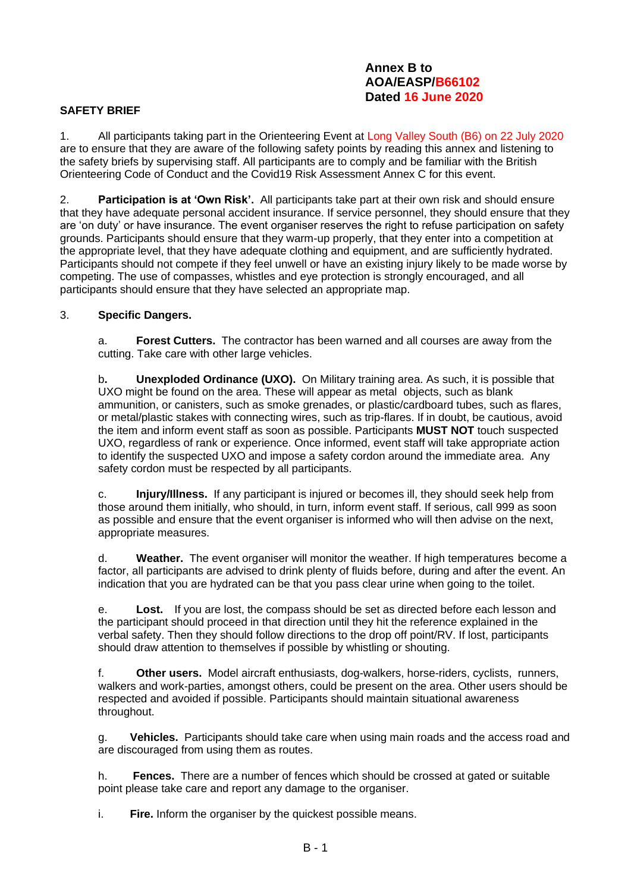**Annex B to**
**AOA/EASP/B66102**
**Dated 16 June 2020**

**SAFETY BRIEF**

1. All participants taking part in the Orienteering Event at Long Valley South (B6) on 22 July 2020 are to ensure that they are aware of the following safety points by reading this annex and listening to the safety briefs by supervising staff. All participants are to comply and be familiar with the British Orienteering Code of Conduct and the Covid19 Risk Assessment Annex C for this event.

2. **Participation is at 'Own Risk'.** All participants take part at their own risk and should ensure that they have adequate personal accident insurance. If service personnel, they should ensure that they are 'on duty' or have insurance. The event organiser reserves the right to refuse participation on safety grounds. Participants should ensure that they warm-up properly, that they enter into a competition at the appropriate level, that they have adequate clothing and equipment, and are sufficiently hydrated. Participants should not compete if they feel unwell or have an existing injury likely to be made worse by competing. The use of compasses, whistles and eye protection is strongly encouraged, and all participants should ensure that they have selected an appropriate map.

3. **Specific Dangers.**

   a. **Forest Cutters.** The contractor has been warned and all courses are away from the cutting. Take care with other large vehicles.

   b**.** **Unexploded Ordinance (UXO).** On Military training area. As such, it is possible that UXO might be found on the area. These will appear as metal objects, such as blank ammunition, or canisters, such as smoke grenades, or plastic/cardboard tubes, such as flares, or metal/plastic stakes with connecting wires, such as trip-flares. If in doubt, be cautious, avoid the item and inform event staff as soon as possible. Participants **MUST NOT** touch suspected UXO, regardless of rank or experience. Once informed, event staff will take appropriate action to identify the suspected UXO and impose a safety cordon around the immediate area. Any safety cordon must be respected by all participants.

   c. **Injury/Illness.** If any participant is injured or becomes ill, they should seek help from those around them initially, who should, in turn, inform event staff. If serious, call 999 as soon as possible and ensure that the event organiser is informed who will then advise on the next, appropriate measures.

   d. **Weather.** The event organiser will monitor the weather. If high temperatures become a factor, all participants are advised to drink plenty of fluids before, during and after the event. An indication that you are hydrated can be that you pass clear urine when going to the toilet.

   e. **Lost.** If you are lost, the compass should be set as directed before each lesson and the participant should proceed in that direction until they hit the reference explained in the verbal safety. Then they should follow directions to the drop off point/RV. If lost, participants should draw attention to themselves if possible by whistling or shouting.

   f. **Other users.** Model aircraft enthusiasts, dog-walkers, horse-riders, cyclists, runners, walkers and work-parties, amongst others, could be present on the area. Other users should be respected and avoided if possible. Participants should maintain situational awareness throughout.

   g. **Vehicles.** Participants should take care when using main roads and the access road and are discouraged from using them as routes.

   h. **Fences.** There are a number of fences which should be crossed at gated or suitable point please take care and report any damage to the organiser.

   i. **Fire.** Inform the organiser by the quickest possible means.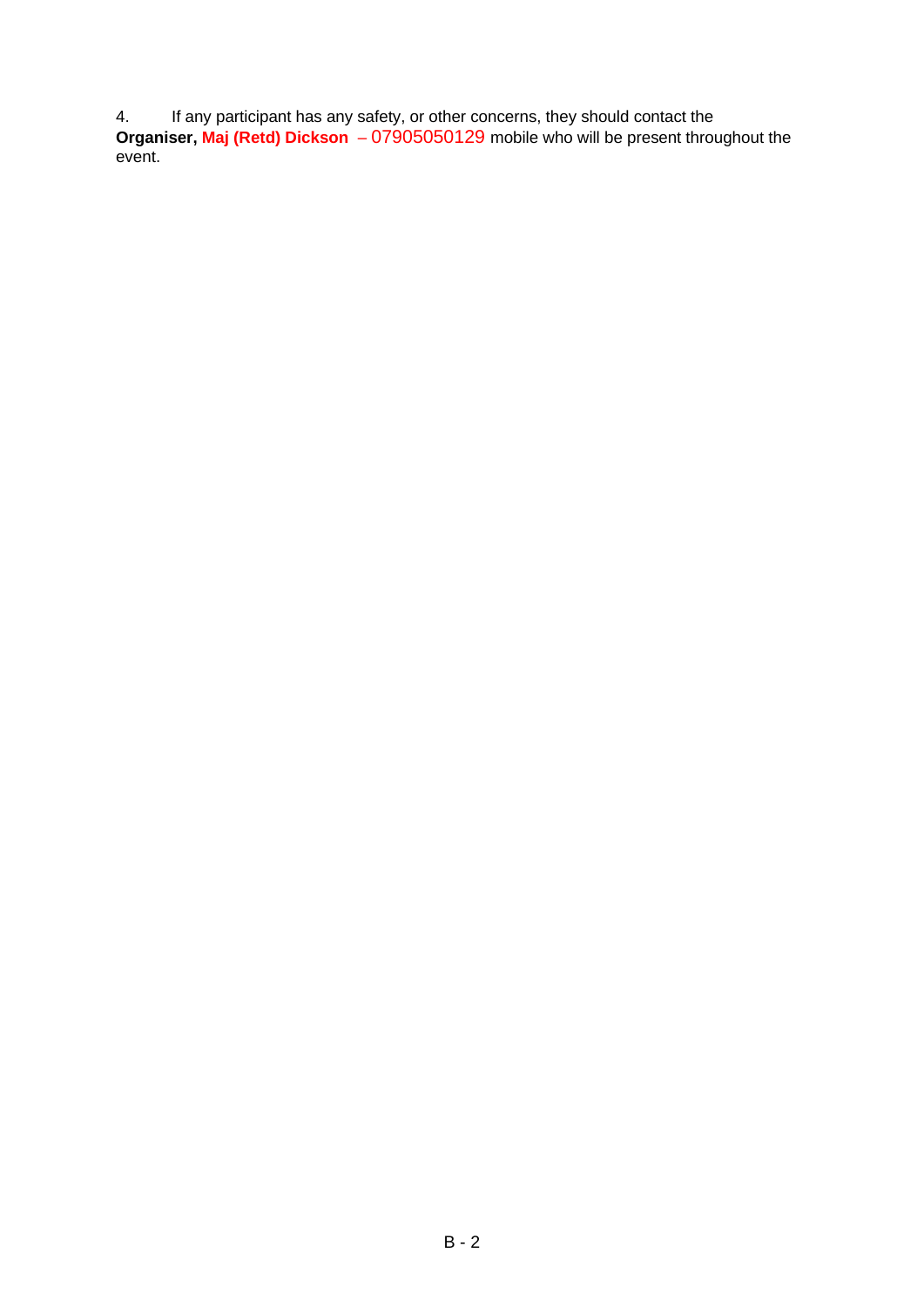4. If any participant has any safety, or other concerns, they should contact the **Organiser, Maj (Retd) Dickson** – 07905050129 mobile who will be present throughout the event.